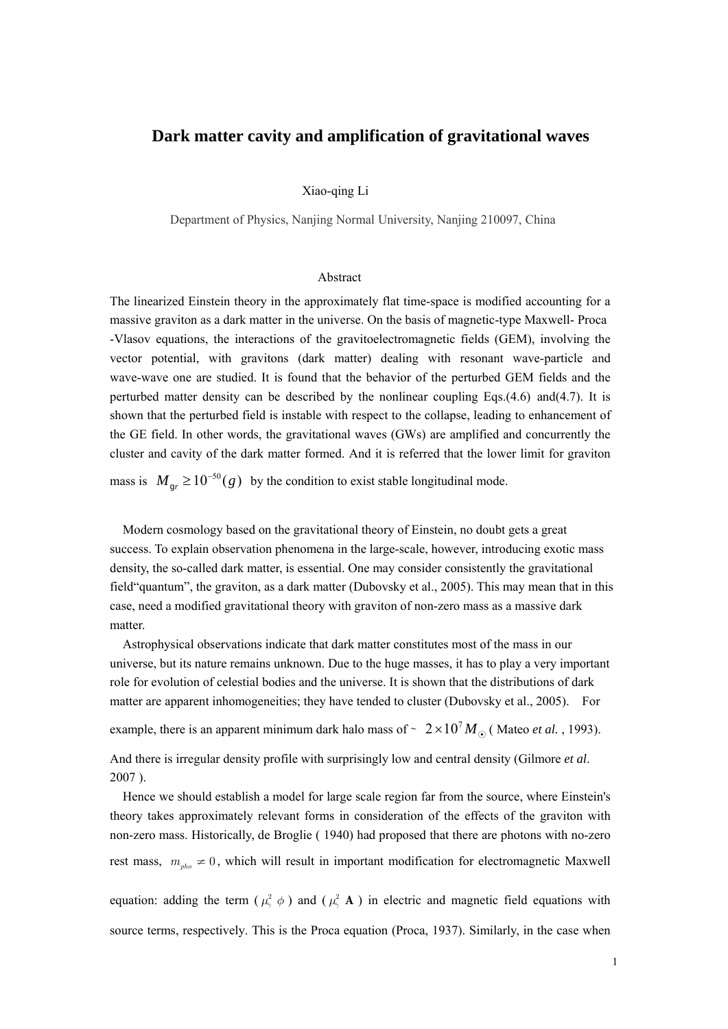# Dark matter cavity and amplification of gravitational waves

Xiao-qing Li

Department of Physics, Nanjing Normal University, Nanjing 210097, China

## Abstract

The linearized Einstein theory in the approximately flat time-space is modified accounting for a massive graviton as a dark matter in the universe. On the basis of magnetic-type Maxwell- Proca -Vlasov equations, the interactions of the gravitoelectromagnetic fields (GEM), involving the vector potential, with gravitons (dark matter) dealing with resonant wave-particle and wave-wave one are studied. It is found that the behavior of the perturbed GEM fields and the perturbed matter density can be described by the nonlinear coupling Eqs.(4.6) and(4.7). It is shown that the perturbed field is instable with respect to the collapse, leading to enhancement of the GE field. In other words, the gravitational waves (GWs) are amplified and concurrently the cluster and cavity of the dark matter formed. And it is referred that the lower limit for graviton mass is $M_{gr} \geq 10^{-50}(g)$ by the condition to exist stable longitudinal mode.

Modern cosmology based on the gravitational theory of Einstein, no doubt gets a great success. To explain observation phenomena in the large-scale, however, introducing exotic mass density, the so-called dark matter, is essential. One may consider consistently the gravitational field"quantum", the graviton, as a dark matter (Dubovsky et al., 2005). This may mean that in this case, need a modified gravitational theory with graviton of non-zero mass as a massive dark matter.

Astrophysical observations indicate that dark matter constitutes most of the mass in our universe, but its nature remains unknown. Due to the huge masses, it has to play a very important role for evolution of celestial bodies and the universe. It is shown that the distributions of dark matter are apparent inhomogeneities; they have tended to cluster (Dubovsky et al., 2005). For example, there is an apparent minimum dark halo mass of ~ $2\times10^7 M_{\odot}$ ( Mateo *et al.* , 1993). And there is irregular density profile with surprisingly low and central density (Gilmore *et al*. 2007 ).

Hence we should establish a model for large scale region far from the source, where Einstein's theory takes approximately relevant forms in consideration of the effects of the graviton with non-zero mass. Historically, de Broglie ( 1940) had proposed that there are photons with no-zero rest mass, $m_{pho} \neq 0$, which will result in important modification for electromagnetic Maxwell equation: adding the term ( $\mu_{\gamma}^2\ \phi$ ) and ( $\mu_{\gamma}^2\ \mathbf{A}$ ) in electric and magnetic field equations with source terms, respectively. This is the Proca equation (Proca, 1937). Similarly, in the case when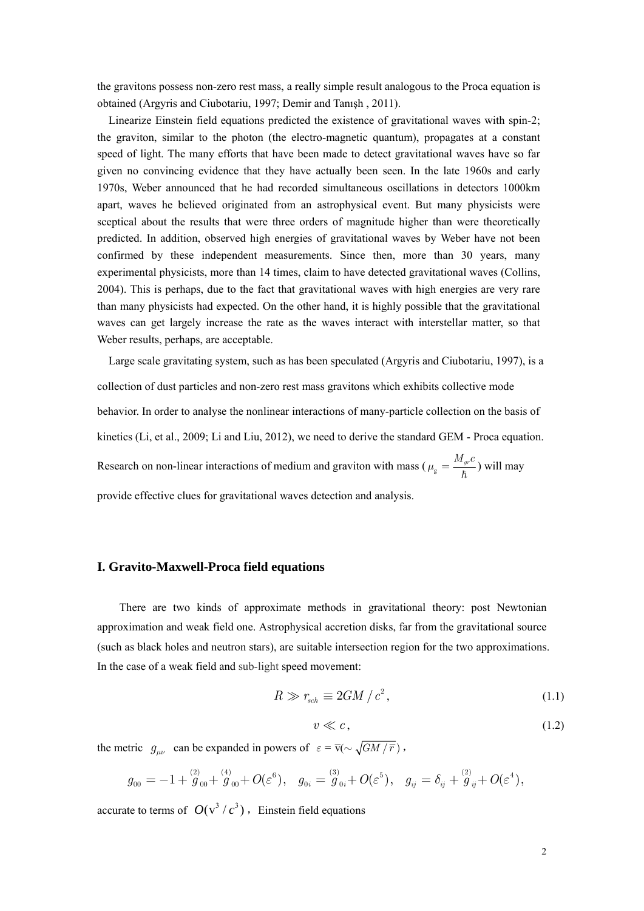the gravitons possess non-zero rest mass, a really simple result analogous to the Proca equation is obtained (Argyris and Ciubotariu, 1997; Demir and Tanışh , 2011).

Linearize Einstein field equations predicted the existence of gravitational waves with spin-2; the graviton, similar to the photon (the electro-magnetic quantum), propagates at a constant speed of light. The many efforts that have been made to detect gravitational waves have so far given no convincing evidence that they have actually been seen. In the late 1960s and early 1970s, Weber announced that he had recorded simultaneous oscillations in detectors 1000km apart, waves he believed originated from an astrophysical event. But many physicists were sceptical about the results that were three orders of magnitude higher than were theoretically predicted. In addition, observed high energies of gravitational waves by Weber have not been confirmed by these independent measurements. Since then, more than 30 years, many experimental physicists, more than 14 times, claim to have detected gravitational waves (Collins, 2004). This is perhaps, due to the fact that gravitational waves with high energies are very rare than many physicists had expected. On the other hand, it is highly possible that the gravitational waves can get largely increase the rate as the waves interact with interstellar matter, so that Weber results, perhaps, are acceptable.

Large scale gravitating system, such as has been speculated (Argyris and Ciubotariu, 1997), is a collection of dust particles and non-zero rest mass gravitons which exhibits collective mode behavior. In order to analyse the nonlinear interactions of many-particle collection on the basis of kinetics (Li, et al., 2009; Li and Liu, 2012), we need to derive the standard GEM - Proca equation. Research on non-linear interactions of medium and graviton with mass ($\mu_g = \frac{M_{gr}c}{\hbar}$) will may provide effective clues for gravitational waves detection and analysis.

## I. Gravito-Maxwell-Proca field equations

There are two kinds of approximate methods in gravitational theory: post Newtonian approximation and weak field one. Astrophysical accretion disks, far from the gravitational source (such as black holes and neutron stars), are suitable intersection region for the two approximations. In the case of a weak field and sub-light speed movement:

$$R \gg r_{sch} \equiv 2GM/c^2, \tag{1.1}$$

$$v \ll c, \tag{1.2}$$

the metric $g_{\mu\nu}$ can be expanded in powers of $\varepsilon = \overline{\mathrm{v}}(\sim \sqrt{GM/\overline{r}})$,

$$g_{00} = -1 + \overset{(2)}{g}_{00} + \overset{(4)}{g}_{00} + O(\varepsilon^6), \quad g_{0i} = \overset{(3)}{g}_{0i} + O(\varepsilon^5), \quad g_{ij} = \delta_{ij} + \overset{(2)}{g}_{ij} + O(\varepsilon^4),$$

accurate to terms of $O(\mathrm{v}^3/c^3)$, Einstein field equations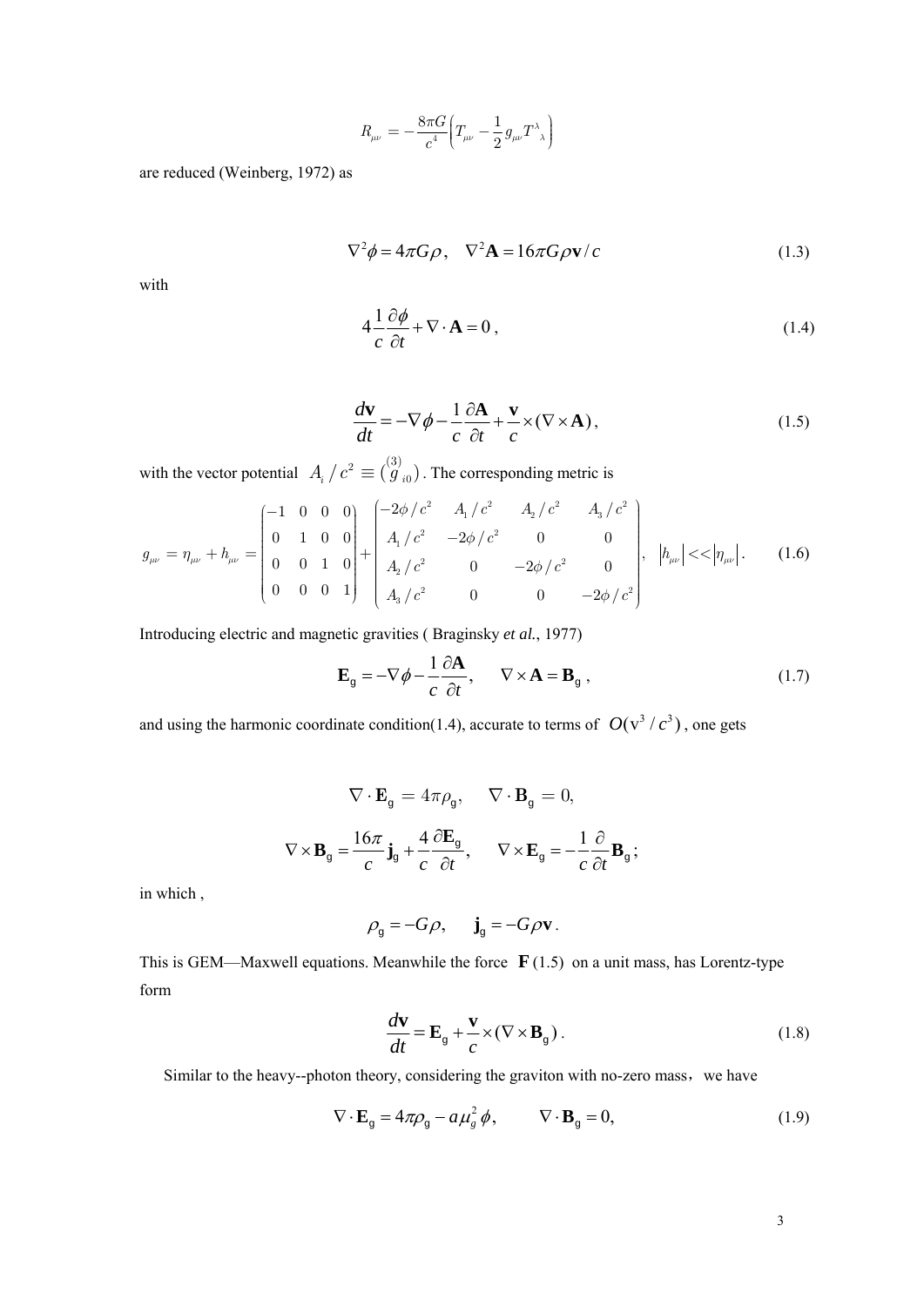$$R_{\mu\nu} = -\frac{8\pi G}{c^4}\left(T_{\mu\nu} - \frac{1}{2} g_{\mu\nu} T^{\lambda}{}_{\lambda}\right)$$

are reduced (Weinberg, 1972) as

$$\nabla^2 \phi = 4\pi G\rho, \quad \nabla^2 \mathbf{A} = 16\pi G\rho \mathbf{v}/c \tag{1.3}$$

with

$$4\frac{1}{c}\frac{\partial \phi}{\partial t} + \nabla \cdot \mathbf{A} = 0\,, \tag{1.4}$$

$$\frac{d\mathbf{v}}{dt} = -\nabla\phi - \frac{1}{c}\frac{\partial \mathbf{A}}{\partial t} + \frac{\mathbf{v}}{c}\times(\nabla\times\mathbf{A})\,, \tag{1.5}$$

with the vector potential $A_i / c^2 \equiv (\overset{(3)}{g}_{i0})$. The corresponding metric is

$$g_{\mu\nu} = \eta_{\mu\nu} + h_{\mu\nu} = \begin{pmatrix} -1 & 0 & 0 & 0 \\ 0 & 1 & 0 & 0 \\ 0 & 0 & 1 & 0 \\ 0 & 0 & 0 & 1 \end{pmatrix} + \begin{pmatrix} -2\phi/c^2 & A_1/c^2 & A_2/c^2 & A_3/c^2 \\ A_1/c^2 & -2\phi/c^2 & 0 & 0 \\ A_2/c^2 & 0 & -2\phi/c^2 & 0 \\ A_3/c^2 & 0 & 0 & -2\phi/c^2 \end{pmatrix}, \quad \left|h_{\mu\nu}\right| << \left|\eta_{\mu\nu}\right|. \tag{1.6}$$

Introducing electric and magnetic gravities ( Braginsky *et al.*, 1977)

$$\mathbf{E}_{\text{g}} = -\nabla\phi - \frac{1}{c}\frac{\partial \mathbf{A}}{\partial t}, \qquad \nabla\times\mathbf{A} = \mathbf{B}_{\text{g}}\,, \tag{1.7}$$

and using the harmonic coordinate condition(1.4), accurate to terms of $O(\text{v}^3/c^3)$, one gets

$$\nabla\cdot\mathbf{E}_{\text{g}} = 4\pi\rho_{\text{g}}, \qquad \nabla\cdot\mathbf{B}_{\text{g}} = 0,$$

$$\nabla\times\mathbf{B}_{\text{g}} = \frac{16\pi}{c}\mathbf{j}_{\text{g}} + \frac{4}{c}\frac{\partial \mathbf{E}_{\text{g}}}{\partial t}, \qquad \nabla\times\mathbf{E}_{\text{g}} = -\frac{1}{c}\frac{\partial}{\partial t}\mathbf{B}_{\text{g}}\,;$$

in which ,

$$\rho_{\text{g}} = -G\rho, \qquad \mathbf{j}_{\text{g}} = -G\rho\mathbf{v}\,.$$

This is GEM—Maxwell equations. Meanwhile the force $\mathbf{F}$ (1.5) on a unit mass, has Lorentz-type form

$$\frac{d\mathbf{v}}{dt} = \mathbf{E}_{\text{g}} + \frac{\mathbf{v}}{c}\times(\nabla\times\mathbf{B}_{\text{g}})\,. \tag{1.8}$$

Similar to the heavy--photon theory, considering the graviton with no-zero mass，we have

$$\nabla\cdot\mathbf{E}_{\text{g}} = 4\pi\rho_{\text{g}} - a\mu_g^2\,\phi, \qquad \nabla\cdot\mathbf{B}_{\text{g}} = 0, \tag{1.9}$$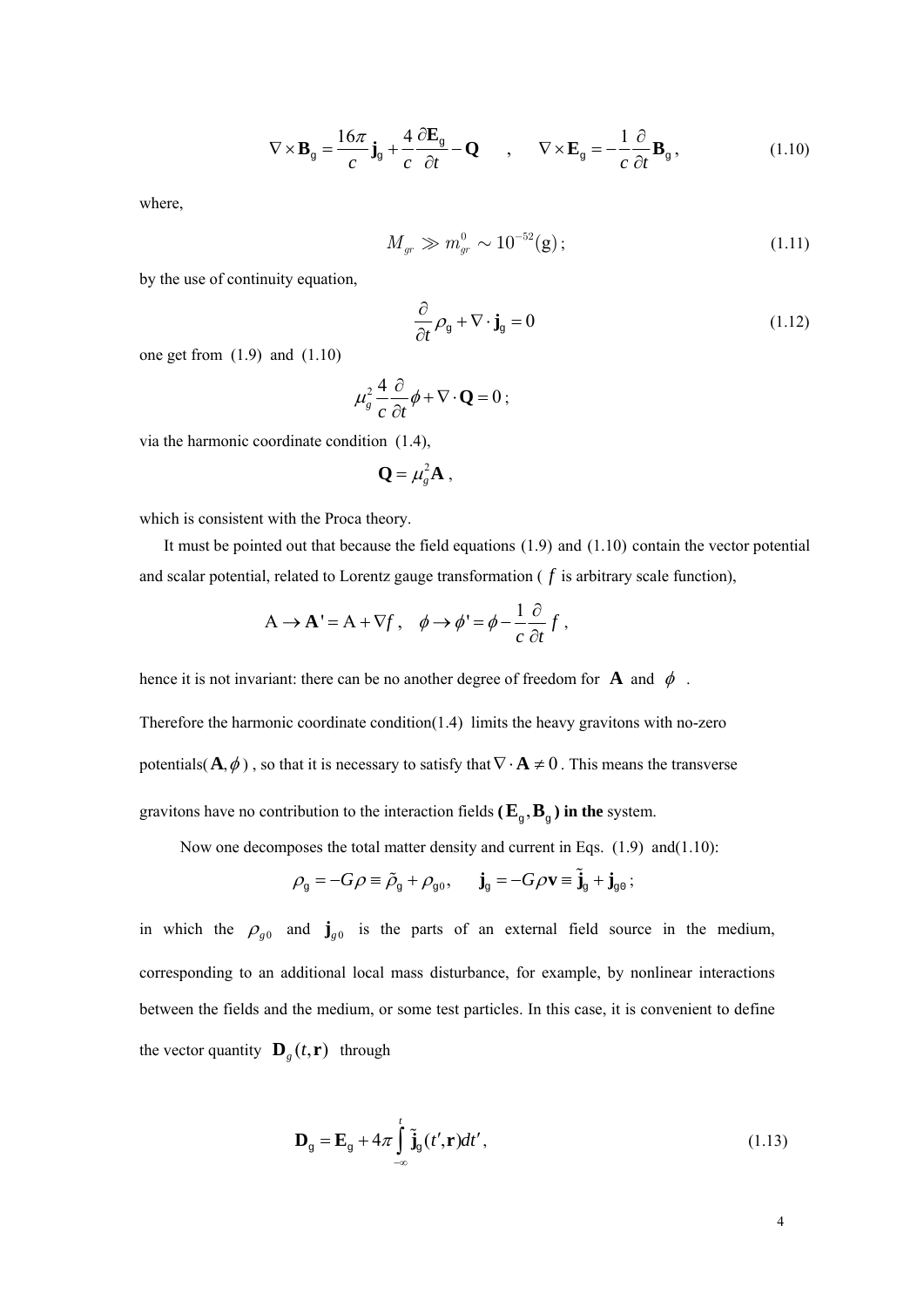$$\nabla \times \mathbf{B}_g = \frac{16\pi}{c}\mathbf{j}_g + \frac{4}{c}\frac{\partial \mathbf{E}_g}{\partial t} - \mathbf{Q} \quad , \quad \nabla \times \mathbf{E}_g = -\frac{1}{c}\frac{\partial}{\partial t}\mathbf{B}_g \,, \tag{1.10}$$

where,

$$M_{gr} \gg m_{gr}^0 \sim 10^{-52}(\mathrm{g})\,; \tag{1.11}$$

by the use of continuity equation,

$$\frac{\partial}{\partial t}\rho_g + \nabla \cdot \mathbf{j}_g = 0 \tag{1.12}$$

one get from (1.9) and (1.10)

$$\mu_g^2 \frac{4}{c}\frac{\partial}{\partial t}\phi + \nabla \cdot \mathbf{Q} = 0\,;$$

via the harmonic coordinate condition (1.4),

$$\mathbf{Q} = \mu_g^2 \mathbf{A}\,,$$

which is consistent with the Proca theory.

It must be pointed out that because the field equations (1.9) and (1.10) contain the vector potential and scalar potential, related to Lorentz gauge transformation ( $f$ is arbitrary scale function),

$$\mathrm{A} \to \mathbf{A}' = \mathrm{A} + \nabla f\,, \quad \phi \to \phi' = \phi - \frac{1}{c}\frac{\partial}{\partial t} f\,,$$

hence it is not invariant: there can be no another degree of freedom for $\mathbf{A}$ and $\phi$ .

Therefore the harmonic coordinate condition(1.4) limits the heavy gravitons with no-zero potentials( $\mathbf{A}, \phi$ ) , so that it is necessary to satisfy that $\nabla \cdot \mathbf{A} \neq 0$ . This means the transverse gravitons have no contribution to the interaction fields **( $\mathbf{E}_g, \mathbf{B}_g$ ) in the** system.

Now one decomposes the total matter density and current in Eqs. (1.9) and(1.10):

$$\rho_g = -G\rho \equiv \tilde{\rho}_g + \rho_{g0}\,, \qquad \mathbf{j}_g = -G\rho\mathbf{v} \equiv \tilde{\mathbf{j}}_g + \mathbf{j}_{g0}\,;$$

in which the $\rho_{g0}$ and $\mathbf{j}_{g0}$ is the parts of an external field source in the medium, corresponding to an additional local mass disturbance, for example, by nonlinear interactions between the fields and the medium, or some test particles. In this case, it is convenient to define the vector quantity $\mathbf{D}_g(t, \mathbf{r})$ through

$$\mathbf{D}_g = \mathbf{E}_g + 4\pi \int_{-\infty}^{t} \tilde{\mathbf{j}}_g(t', \mathbf{r})dt'\,, \tag{1.13}$$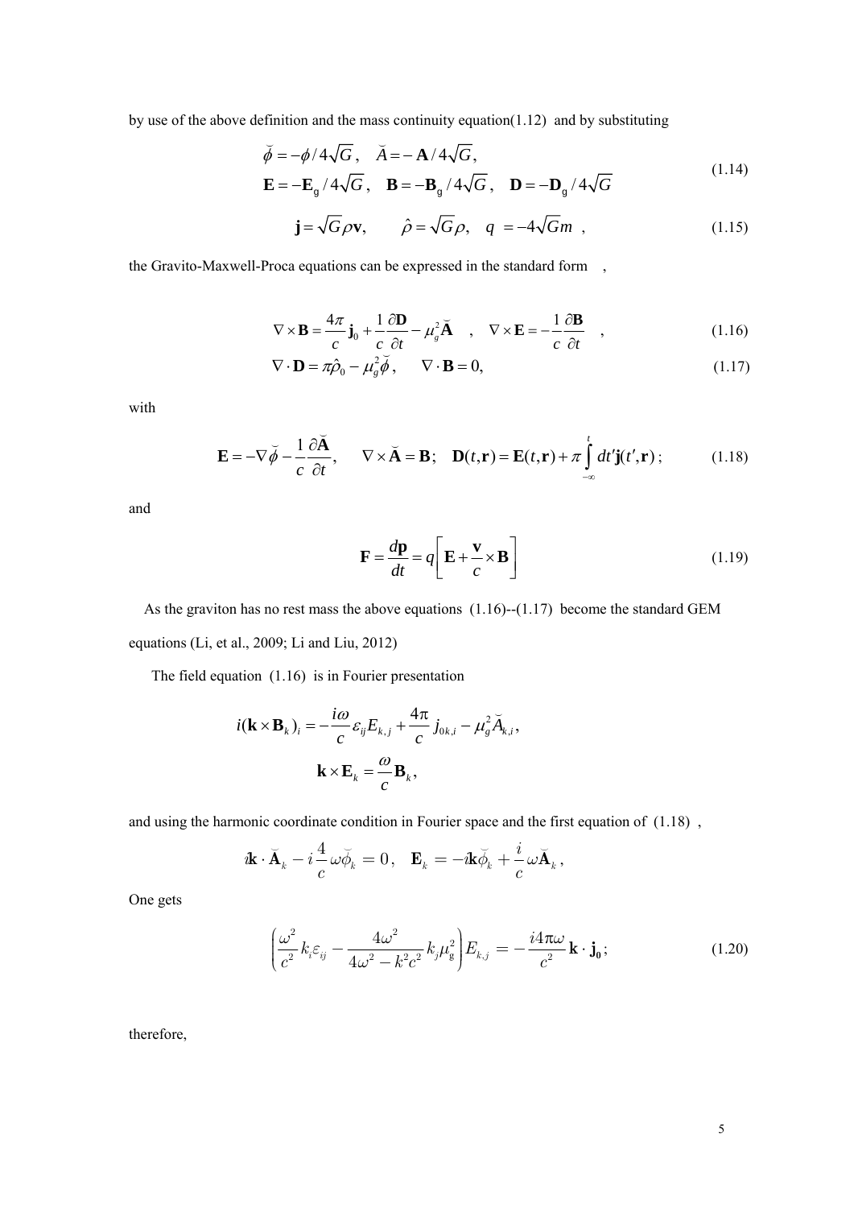by use of the above definition and the mass continuity equation(1.12) and by substituting

$$
\begin{aligned}
&\breve{\phi} = -\phi / 4\sqrt{G}\,, \quad \breve{A} = -\mathbf{A} / 4\sqrt{G}\,, \\
&\mathbf{E} = -\mathbf{E}_{\mathrm{g}} / 4\sqrt{G}\,, \quad \mathbf{B} = -\mathbf{B}_{\mathrm{g}} / 4\sqrt{G}\,, \quad \mathbf{D} = -\mathbf{D}_{\mathrm{g}} / 4\sqrt{G}
\end{aligned}
\tag{1.14}
$$

$$
\mathbf{j} = \sqrt{G}\rho\mathbf{v}, \qquad \hat{\rho} = \sqrt{G}\rho, \quad q = -4\sqrt{G}m \ , \tag{1.15}
$$

the Gravito-Maxwell-Proca equations can be expressed in the standard form ,

$$
\nabla \times \mathbf{B} = \frac{4\pi}{c}\mathbf{j}_0 + \frac{1}{c}\frac{\partial \mathbf{D}}{\partial t} - \mu_g^2 \breve{\mathbf{A}} \quad , \quad \nabla \times \mathbf{E} = -\frac{1}{c}\frac{\partial \mathbf{B}}{\partial t} \quad , \tag{1.16}
$$

$$
\nabla \cdot \mathbf{D} = \pi \hat{\rho}_0 - \mu_g^2 \breve{\phi}, \qquad \nabla \cdot \mathbf{B} = 0, \tag{1.17}
$$

with

$$
\mathbf{E} = -\nabla \breve{\phi} - \frac{1}{c}\frac{\partial \breve{\mathbf{A}}}{\partial t}, \qquad \nabla \times \breve{\mathbf{A}} = \mathbf{B}; \quad \mathbf{D}(t,\mathbf{r}) = \mathbf{E}(t,\mathbf{r}) + \pi \int_{-\infty}^{t} dt' \mathbf{j}(t',\mathbf{r})\,; \tag{1.18}
$$

and

$$
\mathbf{F} = \frac{d\mathbf{p}}{dt} = q\left[\mathbf{E} + \frac{\mathbf{v}}{c} \times \mathbf{B}\right] \tag{1.19}
$$

As the graviton has no rest mass the above equations (1.16)--(1.17) become the standard GEM equations (Li, et al., 2009; Li and Liu, 2012)

The field equation (1.16) is in Fourier presentation

$$
i(\mathbf{k} \times \mathbf{B}_k)_i = -\frac{i\omega}{c}\varepsilon_{ij}E_{k,j} + \frac{4\pi}{c}j_{0k,i} - \mu_g^2 \breve{A}_{k,i},
$$

$$
\mathbf{k} \times \mathbf{E}_k = \frac{\omega}{c}\mathbf{B}_k,
$$

and using the harmonic coordinate condition in Fourier space and the first equation of (1.18) ,

$$
i\mathbf{k} \cdot \breve{\mathbf{A}}_k - i\frac{4}{c}\omega\breve{\phi}_k = 0, \quad \mathbf{E}_k = -i\mathbf{k}\breve{\phi}_k + \frac{i}{c}\omega\breve{\mathbf{A}}_k,
$$

One gets

$$
\left(\frac{\omega^2}{c^2}k_i\varepsilon_{ij} - \frac{4\omega^2}{4\omega^2 - k^2c^2}k_j\mu_{\mathrm{g}}^2\right)E_{k,j} = -\frac{i4\pi\omega}{c^2}\mathbf{k} \cdot \mathbf{j}_0\,; \tag{1.20}
$$

therefore,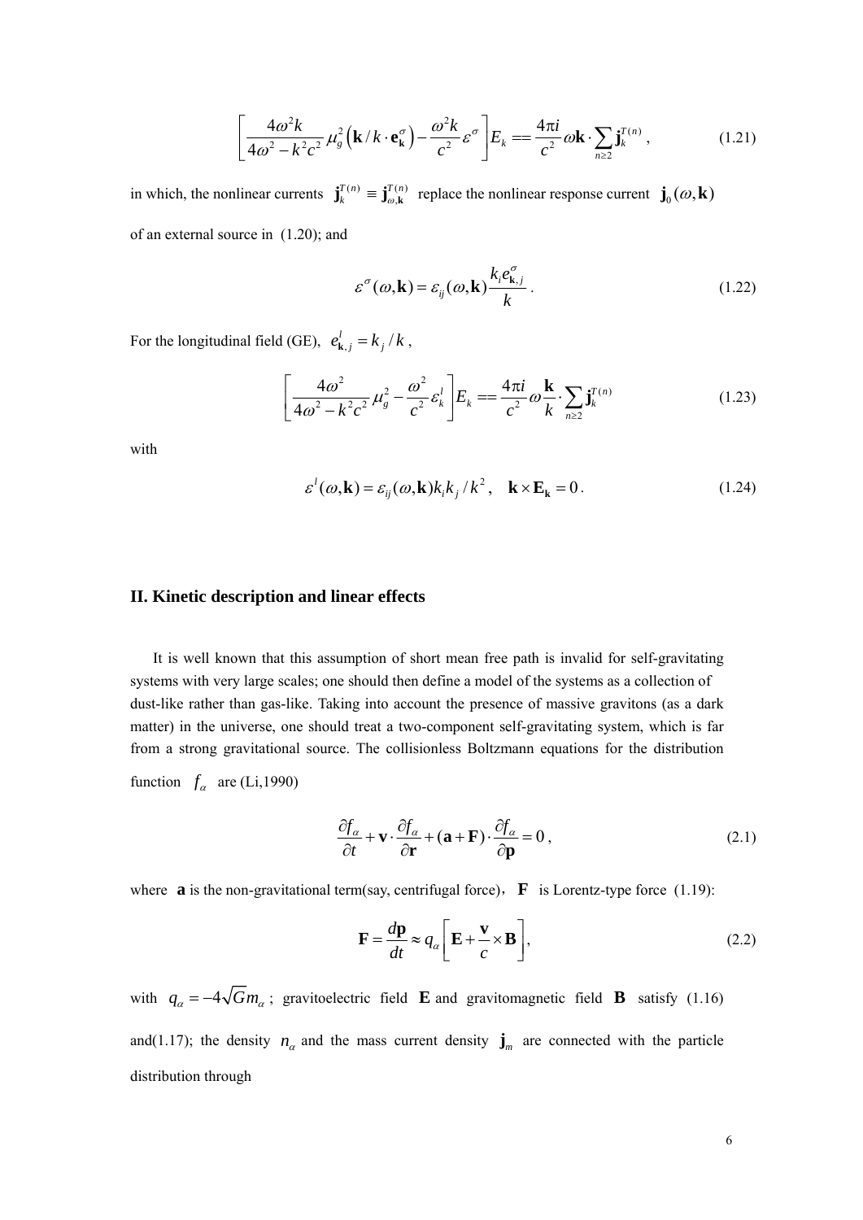$$\left[\frac{4\omega^2 k}{4\omega^2 - k^2c^2}\mu_g^2\left(\mathbf{k}/k\cdot\mathbf{e}_{\mathbf{k}}^{\sigma}\right) - \frac{\omega^2 k}{c^2}\varepsilon^{\sigma}\right]E_k == \frac{4\pi i}{c^2}\omega\mathbf{k}\cdot\sum_{n\geq 2}\mathbf{j}_k^{T(n)}\,, \tag{1.21}$$

in which, the nonlinear currents $\mathbf{j}_k^{T(n)} \equiv \mathbf{j}_{\omega,\mathbf{k}}^{T(n)}$ replace the nonlinear response current $\mathbf{j}_0(\omega,\mathbf{k})$ of an external source in (1.20); and

$$\varepsilon^{\sigma}(\omega,\mathbf{k}) = \varepsilon_{ij}(\omega,\mathbf{k})\frac{k_i e_{\mathbf{k},j}^{\sigma}}{k}\,. \tag{1.22}$$

For the longitudinal field (GE), $e_{\mathbf{k},j}^{l} = k_j/k$,

$$\left[\frac{4\omega^2}{4\omega^2 - k^2c^2}\mu_g^2 - \frac{\omega^2}{c^2}\varepsilon_k^{l}\right]E_k == \frac{4\pi i}{c^2}\omega\frac{\mathbf{k}}{k}\cdot\sum_{n\geq 2}\mathbf{j}_k^{T(n)} \tag{1.23}$$

with

$$\varepsilon^{l}(\omega,\mathbf{k}) = \varepsilon_{ij}(\omega,\mathbf{k})k_i k_j/k^2\,, \quad \mathbf{k}\times\mathbf{E}_{\mathbf{k}} = 0\,. \tag{1.24}$$

## II. Kinetic description and linear effects

It is well known that this assumption of short mean free path is invalid for self-gravitating systems with very large scales; one should then define a model of the systems as a collection of dust-like rather than gas-like. Taking into account the presence of massive gravitons (as a dark matter) in the universe, one should treat a two-component self-gravitating system, which is far from a strong gravitational source. The collisionless Boltzmann equations for the distribution function $f_\alpha$ are (Li,1990)

$$\frac{\partial f_\alpha}{\partial t} + \mathbf{v}\cdot\frac{\partial f_\alpha}{\partial \mathbf{r}} + (\mathbf{a}+\mathbf{F})\cdot\frac{\partial f_\alpha}{\partial \mathbf{p}} = 0\,, \tag{2.1}$$

where $\mathbf{a}$ is the non-gravitational term(say, centrifugal force), $\mathbf{F}$ is Lorentz-type force (1.19):

$$\mathbf{F} = \frac{d\mathbf{p}}{dt} \approx q_\alpha\left[\mathbf{E} + \frac{\mathbf{v}}{c}\times\mathbf{B}\right], \tag{2.2}$$

with $q_\alpha = -4\sqrt{G}m_\alpha$; gravitoelectric field $\mathbf{E}$ and gravitomagnetic field $\mathbf{B}$ satisfy (1.16) and(1.17); the density $n_\alpha$ and the mass current density $\mathbf{j}_m$ are connected with the particle distribution through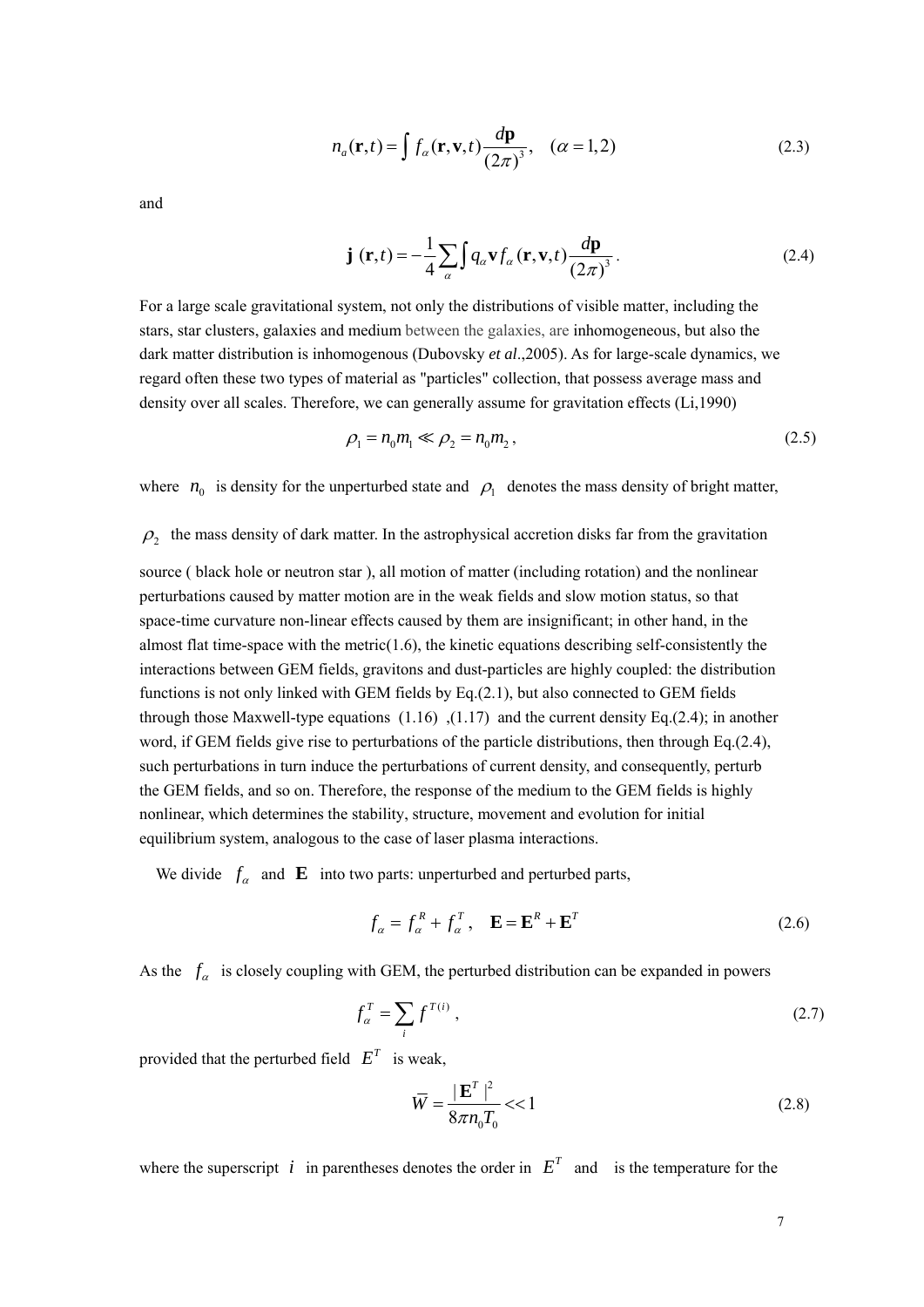$$n_a(\mathbf{r},t) = \int f_\alpha(\mathbf{r},\mathbf{v},t)\frac{d\mathbf{p}}{(2\pi)^3}, \quad (\alpha = 1,2) \tag{2.3}$$

and

$$\mathbf{j}\,(\mathbf{r},t) = -\frac{1}{4}\sum_\alpha \int q_\alpha \mathbf{v} f_\alpha(\mathbf{r},\mathbf{v},t)\frac{d\mathbf{p}}{(2\pi)^3}. \tag{2.4}$$

For a large scale gravitational system, not only the distributions of visible matter, including the stars, star clusters, galaxies and medium between the galaxies, are inhomogeneous, but also the dark matter distribution is inhomogenous (Dubovsky *et al*.,2005). As for large-scale dynamics, we regard often these two types of material as "particles" collection, that possess average mass and density over all scales. Therefore, we can generally assume for gravitation effects (Li,1990)

$$\rho_1 = n_0 m_1 \ll \rho_2 = n_0 m_2, \tag{2.5}$$

where $n_0$ is density for the unperturbed state and $\rho_1$ denotes the mass density of bright matter, $\rho_2$ the mass density of dark matter. In the astrophysical accretion disks far from the gravitation source ( black hole or neutron star ), all motion of matter (including rotation) and the nonlinear perturbations caused by matter motion are in the weak fields and slow motion status, so that space-time curvature non-linear effects caused by them are insignificant; in other hand, in the almost flat time-space with the metric(1.6), the kinetic equations describing self-consistently the interactions between GEM fields, gravitons and dust-particles are highly coupled: the distribution functions is not only linked with GEM fields by Eq.(2.1), but also connected to GEM fields through those Maxwell-type equations (1.16) ,(1.17) and the current density Eq.(2.4); in another word, if GEM fields give rise to perturbations of the particle distributions, then through Eq.(2.4), such perturbations in turn induce the perturbations of current density, and consequently, perturb the GEM fields, and so on. Therefore, the response of the medium to the GEM fields is highly nonlinear, which determines the stability, structure, movement and evolution for initial equilibrium system, analogous to the case of laser plasma interactions.

We divide $f_\alpha$ and $\mathbf{E}$ into two parts: unperturbed and perturbed parts,

$$f_\alpha = f_\alpha^R + f_\alpha^T, \quad \mathbf{E} = \mathbf{E}^R + \mathbf{E}^T \tag{2.6}$$

As the $f_\alpha$ is closely coupling with GEM, the perturbed distribution can be expanded in powers

$$f_\alpha^T = \sum_i f^{T(i)}, \tag{2.7}$$

provided that the perturbed field $E^T$ is weak,

$$\overline{W} = \frac{|\mathbf{E}^T|^2}{8\pi n_0 T_0} << 1 \tag{2.8}$$

where the superscript $i$ in parentheses denotes the order in $E^T$ and is the temperature for the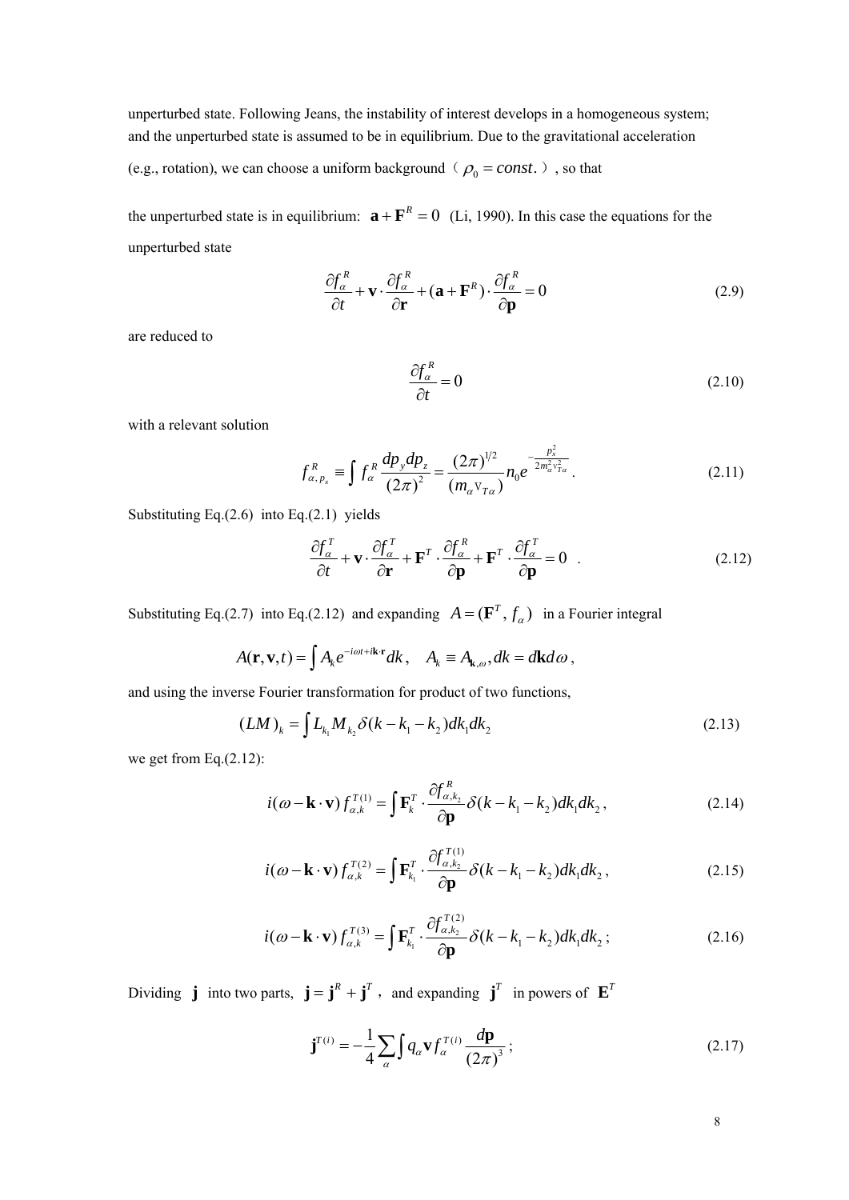unperturbed state. Following Jeans, the instability of interest develops in a homogeneous system; and the unperturbed state is assumed to be in equilibrium. Due to the gravitational acceleration (e.g., rotation), we can choose a uniform background（ $\rho_0 = const.$ ）, so that

the unperturbed state is in equilibrium: $\mathbf{a} + \mathbf{F}^R = 0$ (Li, 1990). In this case the equations for the unperturbed state

$$\frac{\partial f_\alpha^R}{\partial t} + \mathbf{v} \cdot \frac{\partial f_\alpha^R}{\partial \mathbf{r}} + (\mathbf{a} + \mathbf{F}^R) \cdot \frac{\partial f_\alpha^R}{\partial \mathbf{p}} = 0 \tag{2.9}$$

are reduced to

$$\frac{\partial f_\alpha^R}{\partial t} = 0 \tag{2.10}$$

with a relevant solution

$$f_{\alpha,p_x}^R \equiv \int f_\alpha^R \frac{dp_y dp_z}{(2\pi)^2} = \frac{(2\pi)^{1/2}}{(m_\alpha \mathrm{v}_{T\alpha})} n_0 e^{-\frac{p_x^2}{2m_\alpha^2 \mathrm{v}_{T\alpha}^2}} . \tag{2.11}$$

Substituting Eq.(2.6) into Eq.(2.1) yields

$$\frac{\partial f_\alpha^T}{\partial t} + \mathbf{v} \cdot \frac{\partial f_\alpha^T}{\partial \mathbf{r}} + \mathbf{F}^T \cdot \frac{\partial f_\alpha^R}{\partial \mathbf{p}} + \mathbf{F}^T \cdot \frac{\partial f_\alpha^T}{\partial \mathbf{p}} = 0 \quad . \tag{2.12}$$

Substituting Eq.(2.7) into Eq.(2.12) and expanding $A = (\mathbf{F}^T, f_\alpha)$ in a Fourier integral

$$A(\mathbf{r}, \mathbf{v}, t) = \int A_k e^{-i\omega t + i\mathbf{k}\cdot\mathbf{r}} dk, \quad A_k \equiv A_{\mathbf{k},\omega}, dk = d\mathbf{k} d\omega \,,$$

and using the inverse Fourier transformation for product of two functions,

$$(LM)_k = \int L_{k_1} M_{k_2} \delta(k - k_1 - k_2) dk_1 dk_2 \tag{2.13}$$

we get from Eq.(2.12):

$$i(\omega - \mathbf{k} \cdot \mathbf{v}) f_{\alpha,k}^{T(1)} = \int \mathbf{F}_k^T \cdot \frac{\partial f_{\alpha,k_2}^R}{\partial \mathbf{p}} \delta(k - k_1 - k_2) dk_1 dk_2 \,, \tag{2.14}$$

$$i(\omega - \mathbf{k} \cdot \mathbf{v}) f_{\alpha,k}^{T(2)} = \int \mathbf{F}_{k_1}^T \cdot \frac{\partial f_{\alpha,k_2}^{T(1)}}{\partial \mathbf{p}} \delta(k - k_1 - k_2) dk_1 dk_2 \,, \tag{2.15}$$

$$i(\omega - \mathbf{k} \cdot \mathbf{v}) f_{\alpha,k}^{T(3)} = \int \mathbf{F}_{k_1}^T \cdot \frac{\partial f_{\alpha,k_2}^{T(2)}}{\partial \mathbf{p}} \delta(k - k_1 - k_2) dk_1 dk_2 \,; \tag{2.16}$$

Dividing $\mathbf{j}$ into two parts, $\mathbf{j} = \mathbf{j}^R + \mathbf{j}^T$ , and expanding $\mathbf{j}^T$ in powers of $\mathbf{E}^T$

$$\mathbf{j}^{T(i)} = -\frac{1}{4} \sum_\alpha \int q_\alpha \mathbf{v} f_\alpha^{T(i)} \frac{d\mathbf{p}}{(2\pi)^3} \,; \tag{2.17}$$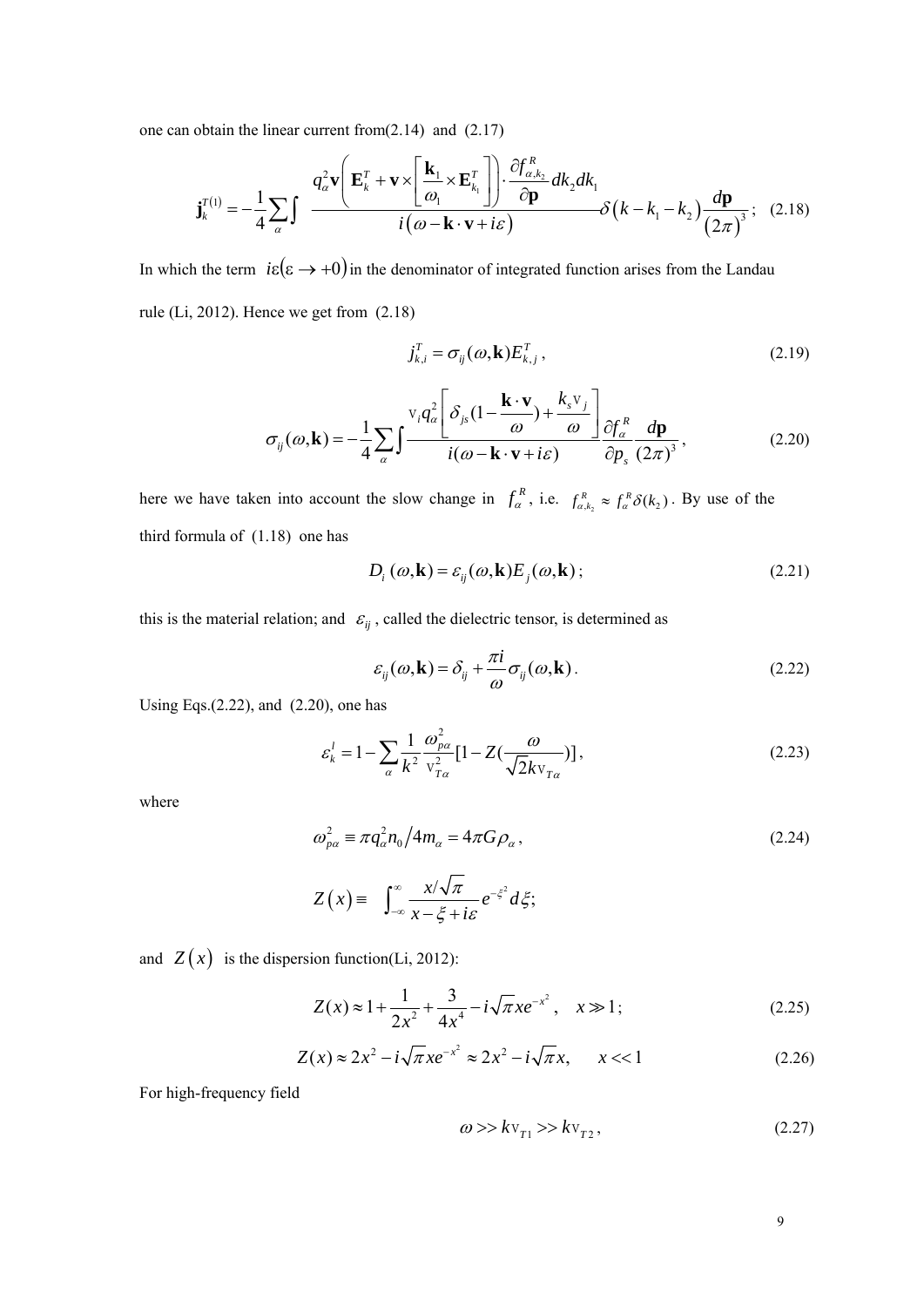one can obtain the linear current from(2.14) and (2.17)

$$
\mathbf{j}_k^{T(1)} = -\frac{1}{4}\sum_\alpha \int \frac{q_\alpha^2 \mathbf{v}\left(\mathbf{E}_k^T + \mathbf{v}\times\left[\frac{\mathbf{k}_1}{\omega_1}\times \mathbf{E}_{k_1}^T\right]\right)\cdot \frac{\partial f_{\alpha,k_2}^R}{\partial \mathbf{p}} dk_2 dk_1}{i\left(\omega - \mathbf{k}\cdot\mathbf{v} + i\varepsilon\right)} \delta\left(k - k_1 - k_2\right)\frac{d\mathbf{p}}{\left(2\pi\right)^3}; \quad (2.18)
$$

In which the term $i\varepsilon(\varepsilon \to +0)$ in the denominator of integrated function arises from the Landau rule (Li, 2012). Hence we get from (2.18)

$$
j_{k,i}^T = \sigma_{ij}(\omega, \mathbf{k}) E_{k,j}^T, \quad (2.19)
$$

$$
\sigma_{ij}(\omega, \mathbf{k}) = -\frac{1}{4}\sum_\alpha \int \frac{\mathrm{v}_i q_\alpha^2 \left[\delta_{js}(1 - \frac{\mathbf{k}\cdot\mathbf{v}}{\omega}) + \frac{k_s \mathrm{v}_j}{\omega}\right]}{i(\omega - \mathbf{k}\cdot\mathbf{v} + i\varepsilon)} \frac{\partial f_\alpha^R}{\partial p_s}\frac{d\mathbf{p}}{(2\pi)^3}, \quad (2.20)
$$

here we have taken into account the slow change in $f_\alpha^R$, i.e. $f_{\alpha,k_2}^R \approx f_\alpha^R \delta(k_2)$. By use of the third formula of (1.18) one has

$$
D_i(\omega, \mathbf{k}) = \varepsilon_{ij}(\omega, \mathbf{k}) E_j(\omega, \mathbf{k}); \quad (2.21)
$$

this is the material relation; and $\varepsilon_{ij}$, called the dielectric tensor, is determined as

$$
\varepsilon_{ij}(\omega, \mathbf{k}) = \delta_{ij} + \frac{\pi i}{\omega}\sigma_{ij}(\omega, \mathbf{k}). \quad (2.22)
$$

Using Eqs.(2.22), and (2.20), one has

$$
\varepsilon_k^l = 1 - \sum_\alpha \frac{1}{k^2}\frac{\omega_{p\alpha}^2}{\mathrm{v}_{T\alpha}^2}\left[1 - Z\left(\frac{\omega}{\sqrt{2}k\mathrm{v}_{T\alpha}}\right)\right], \quad (2.23)
$$

where

$$
\omega_{p\alpha}^2 \equiv \pi q_\alpha^2 n_0 / 4m_\alpha = 4\pi G\rho_\alpha, \quad (2.24)
$$

$$
Z(x) \equiv \int_{-\infty}^{\infty} \frac{x/\sqrt{\pi}}{x - \xi + i\varepsilon} e^{-\xi^2} d\xi;
$$

and $Z(x)$ is the dispersion function(Li, 2012):

$$
Z(x) \approx 1 + \frac{1}{2x^2} + \frac{3}{4x^4} - i\sqrt{\pi}xe^{-x^2}, \quad x \gg 1; \quad (2.25)
$$

$$
Z(x) \approx 2x^2 - i\sqrt{\pi}xe^{-x^2} \approx 2x^2 - i\sqrt{\pi}x, \quad x << 1 \quad (2.26)
$$

For high-frequency field

$$
\omega >> k\mathrm{v}_{T1} >> k\mathrm{v}_{T2}, \quad (2.27)
$$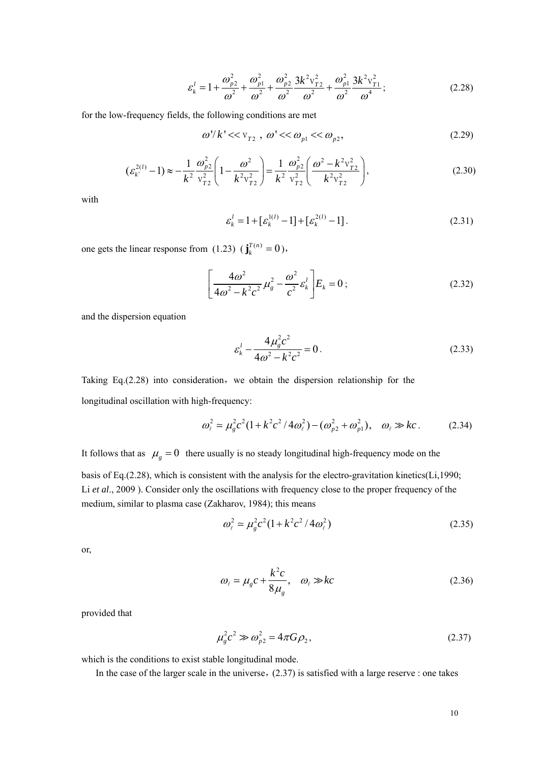$$\varepsilon_k^l = 1 + \frac{\omega_{p2}^2}{\omega^2} + \frac{\omega_{p1}^2}{\omega^2} + \frac{\omega_{p2}^2}{\omega^2}\frac{3k^2 \mathrm{v}_{T2}^2}{\omega^2} + \frac{\omega_{p1}^2}{\omega^2}\frac{3k^2 \mathrm{v}_{T1}^2}{\omega^4}; \tag{2.28}$$

for the low-frequency fields, the following conditions are met

$$\omega'/k' << \mathrm{v}_{T2}\ ,\ \omega' << \omega_{p1} << \omega_{p2}, \tag{2.29}$$

$$(\varepsilon_{k'}^{2(l)} - 1) \approx -\frac{1}{k^2}\frac{\omega_{p2}^2}{\mathrm{v}_{T2}^2}\left(1 - \frac{\omega^2}{k^2 \mathrm{v}_{T2}^2}\right) = \frac{1}{k^2}\frac{\omega_{p2}^2}{\mathrm{v}_{T2}^2}\left(\frac{\omega^2 - k^2 \mathrm{v}_{T2}^2}{k^2 \mathrm{v}_{T2}^2}\right), \tag{2.30}$$

with

$$\varepsilon_k^l = 1 + [\varepsilon_k^{1(l)} - 1] + [\varepsilon_k^{2(l)} - 1]. \tag{2.31}$$

one gets the linear response from (1.23) ( $\mathbf{j}_k^{T(n)} = 0$ ),

$$\left[\frac{4\omega^2}{4\omega^2 - k^2c^2}\mu_g^2 - \frac{\omega^2}{c^2}\varepsilon_k^l\right]E_k = 0; \tag{2.32}$$

and the dispersion equation

$$\varepsilon_k^l - \frac{4\mu_g^2 c^2}{4\omega^2 - k^2c^2} = 0. \tag{2.33}$$

Taking Eq.(2.28) into consideration，we obtain the dispersion relationship for the longitudinal oscillation with high-frequency:

$$\omega_\ell^2 \simeq \mu_g^2 c^2 (1 + k^2c^2/4\omega_\ell^2) - (\omega_{p2}^2 + \omega_{p1}^2), \quad \omega_\ell \gg kc. \tag{2.34}$$

It follows that as $\mu_g = 0$ there usually is no steady longitudinal high-frequency mode on the basis of Eq.(2.28), which is consistent with the analysis for the electro-gravitation kinetics(Li,1990; Li *et al*., 2009 ). Consider only the oscillations with frequency close to the proper frequency of the medium, similar to plasma case (Zakharov, 1984); this means

$$\omega_\ell^2 \simeq \mu_g^2 c^2 (1 + k^2c^2/4\omega_\ell^2) \tag{2.35}$$

or,

$$\omega_\ell \simeq \mu_g c + \frac{k^2 c}{8\mu_g}, \quad \omega_\ell \gg kc \tag{2.36}$$

provided that

$$\mu_g^2 c^2 \gg \omega_{p2}^2 = 4\pi G \rho_2, \tag{2.37}$$

which is the conditions to exist stable longitudinal mode.

In the case of the larger scale in the universe，(2.37) is satisfied with a large reserve : one takes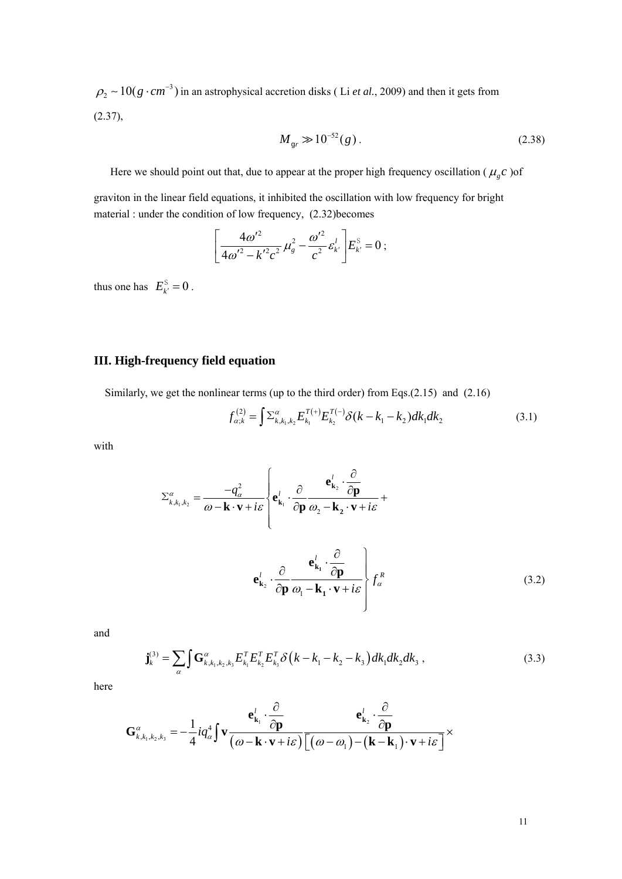$\rho_2 \sim 10(g \cdot cm^{-3})$ in an astrophysical accretion disks ( Li *et al.*, 2009) and then it gets from (2.37),

$$M_{gr} \gg 10^{-52}(g)\,. \tag{2.38}$$

Here we should point out that, due to appear at the proper high frequency oscillation ( $\mu_g c$ )of graviton in the linear field equations, it inhibited the oscillation with low frequency for bright material : under the condition of low frequency, (2.32)becomes

$$\left[\frac{4\omega'^2}{4\omega'^2 - k'^2 c^2}\mu_g^2 - \frac{\omega'^2}{c^2}\varepsilon_{k'}^l\right]E_{k'}^{\mathrm{S}} = 0\,;$$

thus one has $E_{k'}^{\mathrm{S}} = 0$ .

## III. High-frequency field equation

Similarly, we get the nonlinear terms (up to the third order) from Eqs.(2.15) and (2.16)

$$f_{\alpha;k}^{(2)} = \int \Sigma_{k,k_1,k_2}^{\alpha} E_{k_1}^{T(+)} E_{k_2}^{T(-)} \delta(k - k_1 - k_2)\, dk_1 dk_2 \tag{3.1}$$

with

$$\Sigma_{k,k_1,k_2}^{\alpha} = \frac{-q_\alpha^2}{\omega - \mathbf{k}\cdot\mathbf{v} + i\varepsilon}\left\{\mathbf{e}_{\mathbf{k}_1}^l \cdot \frac{\partial}{\partial \mathbf{p}} \frac{\mathbf{e}_{\mathbf{k}_2}^l \cdot \dfrac{\partial}{\partial \mathbf{p}}}{\omega_2 - \mathbf{k}_2 \cdot \mathbf{v} + i\varepsilon} + \mathbf{e}_{\mathbf{k}_2}^l \cdot \frac{\partial}{\partial \mathbf{p}} \frac{\mathbf{e}_{\mathbf{k}_1}^l \cdot \dfrac{\partial}{\partial \mathbf{p}}}{\omega_1 - \mathbf{k}_1 \cdot \mathbf{v} + i\varepsilon}\right\} f_\alpha^R \tag{3.2}$$

and

$$\mathbf{j}_k^{(3)} = \sum_\alpha \int \mathbf{G}_{k,k_1,k_2,k_3}^{\alpha} E_{k_1}^T E_{k_2}^T E_{k_3}^T \delta\left(k - k_1 - k_2 - k_3\right) dk_1 dk_2 dk_3\,, \tag{3.3}$$

here

$$\mathbf{G}_{k,k_1,k_2,k_3}^{\alpha} = -\frac{1}{4} i q_\alpha^4 \int \mathbf{v} \frac{\mathbf{e}_{\mathbf{k}_1}^l \cdot \dfrac{\partial}{\partial \mathbf{p}}}{\left(\omega - \mathbf{k}\cdot\mathbf{v} + i\varepsilon\right)} \frac{\mathbf{e}_{\mathbf{k}_2}^l \cdot \dfrac{\partial}{\partial \mathbf{p}}}{\left[\left(\omega - \omega_1\right) - \left(\mathbf{k} - \mathbf{k}_1\right)\cdot \mathbf{v} + i\varepsilon\right]} \times$$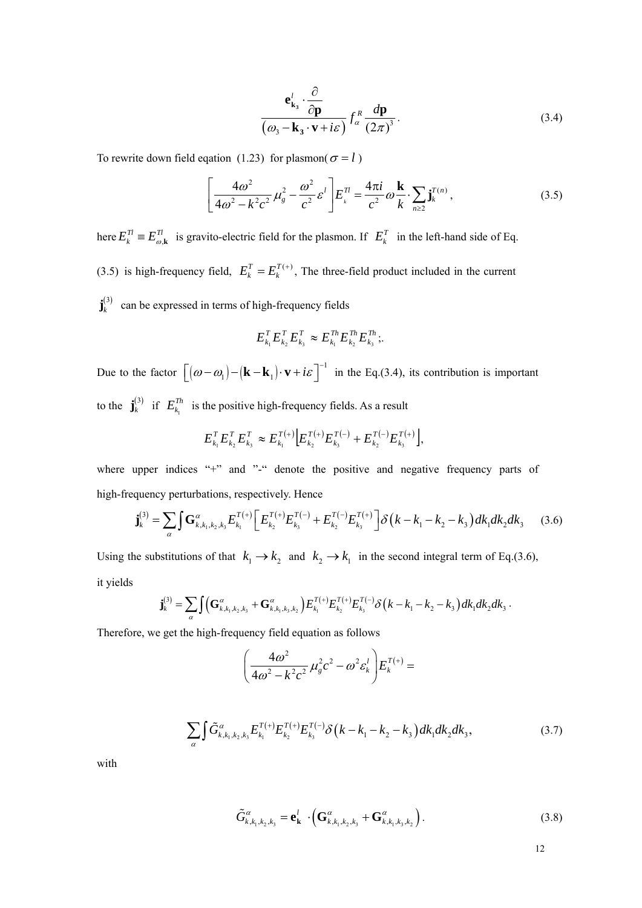$$\frac{\mathbf{e}_{\mathbf{k}_3}^{l}\cdot\dfrac{\partial}{\partial\mathbf{p}}}{\left(\omega_3-\mathbf{k_3}\cdot\mathbf{v}+i\varepsilon\right)}f_{\alpha}^{R}\frac{d\mathbf{p}}{(2\pi)^3}. \tag{3.4}$$

To rewrite down field eqation (1.23) for plasmon( $\sigma=l$ )

$$\left[\frac{4\omega^2}{4\omega^2-k^2c^2}\mu_g^2-\frac{\omega^2}{c^2}\varepsilon^l\right]E_k^{Tl}=\frac{4\pi i}{c^2}\omega\frac{\mathbf{k}}{k}\cdot\sum_{n\geq 2}\mathbf{j}_k^{T(n)}, \tag{3.5}$$

here $E_k^{Tl}\equiv E_{\omega,\mathbf{k}}^{Tl}$ is gravito-electric field for the plasmon. If $E_k^T$ in the left-hand side of Eq. (3.5) is high-frequency field, $E_k^T=E_k^{T(+)}$, The three-field product included in the current $\mathbf{j}_k^{(3)}$ can be expressed in terms of high-frequency fields

$$E_{k_1}^{T}E_{k_2}^{T}E_{k_3}^{T}\approx E_{k_1}^{Th}E_{k_2}^{Th}E_{k_3}^{Th};.$$

Due to the factor $\left[(\omega-\omega_1)-(\mathbf{k}-\mathbf{k}_1)\cdot\mathbf{v}+i\varepsilon\right]^{-1}$ in the Eq.(3.4), its contribution is important to the $\mathbf{j}_k^{(3)}$ if $E_{k_1}^{Th}$ is the positive high-frequency fields. As a result

$$E_{k_1}^{T}E_{k_2}^{T}E_{k_3}^{T}\approx E_{k_1}^{T(+)}\left[E_{k_2}^{T(+)}E_{k_3}^{T(-)}+E_{k_2}^{T(-)}E_{k_3}^{T(+)}\right],$$

where upper indices "+" and "-" denote the positive and negative frequency parts of high-frequency perturbations, respectively. Hence

$$\mathbf{j}_k^{(3)}=\sum_{\alpha}\int\mathbf{G}_{k,k_1,k_2,k_3}^{\alpha}E_{k_1}^{T(+)}\left[E_{k_2}^{T(+)}E_{k_3}^{T(-)}+E_{k_2}^{T(-)}E_{k_3}^{T(+)}\right]\delta\left(k-k_1-k_2-k_3\right)dk_1dk_2dk_3 \tag{3.6}$$

Using the substitutions of that $k_1\to k_2$ and $k_2\to k_1$ in the second integral term of Eq.(3.6), it yields

$$\mathbf{j}_k^{(3)}=\sum_{\alpha}\int\left(\mathbf{G}_{k,k_1,k_2,k_3}^{\alpha}+\mathbf{G}_{k,k_1,k_3,k_2}^{\alpha}\right)E_{k_1}^{T(+)}E_{k_2}^{T(+)}E_{k_3}^{T(-)}\delta\left(k-k_1-k_2-k_3\right)dk_1dk_2dk_3.$$

Therefore, we get the high-frequency field equation as follows

$$\left(\frac{4\omega^2}{4\omega^2-k^2c^2}\mu_g^2c^2-\omega^2\varepsilon_k^l\right)E_k^{T(+)}=$$

$$\sum_{\alpha}\int\tilde{G}_{k,k_1,k_2,k_3}^{\alpha}E_{k_1}^{T(+)}E_{k_2}^{T(+)}E_{k_3}^{T(-)}\delta\left(k-k_1-k_2-k_3\right)dk_1dk_2dk_3, \tag{3.7}$$

with

$$\tilde{G}_{k,k_1,k_2,k_3}^{\alpha}=\mathbf{e}_{\mathbf{k}}^{l}\cdot\left(\mathbf{G}_{k,k_1,k_2,k_3}^{\alpha}+\mathbf{G}_{k,k_1,k_3,k_2}^{\alpha}\right). \tag{3.8}$$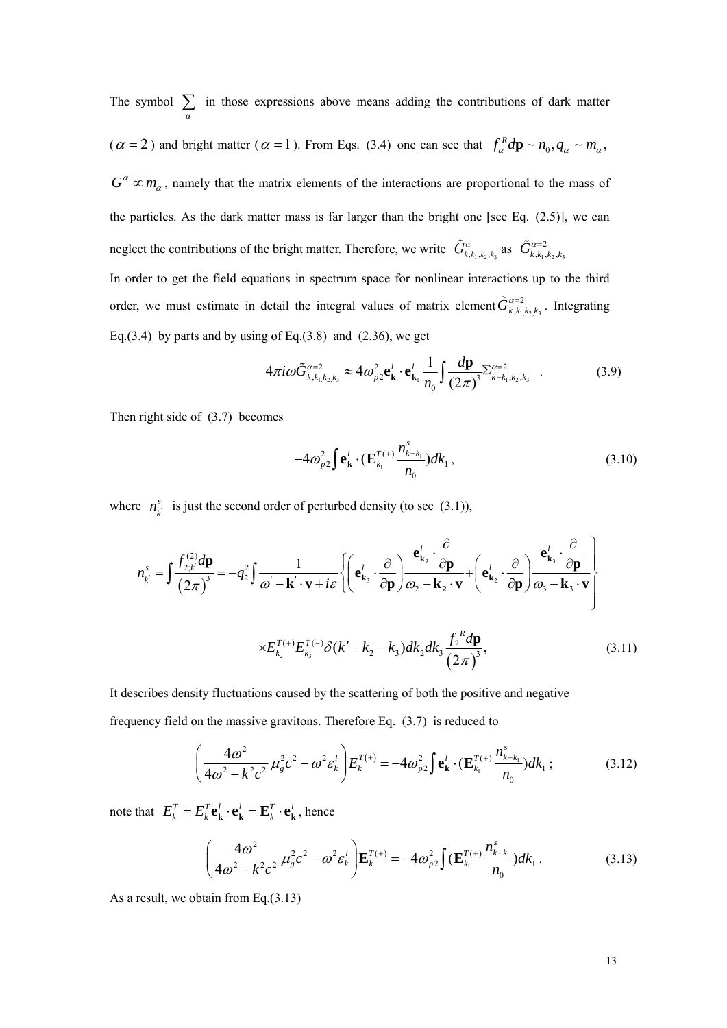The symbol $\sum_{\alpha}$ in those expressions above means adding the contributions of dark matter ($\alpha = 2$) and bright matter ($\alpha = 1$). From Eqs. (3.4) one can see that $f_{\alpha}^{R} d\mathbf{p} \sim n_0, q_{\alpha} \sim m_{\alpha}$, $G^{\alpha} \propto m_{\alpha}$, namely that the matrix elements of the interactions are proportional to the mass of the particles. As the dark matter mass is far larger than the bright one [see Eq. (2.5)], we can neglect the contributions of the bright matter. Therefore, we write $\tilde{G}^{\alpha}_{k,k_1,k_2,k_3}$ as $\tilde{G}^{\alpha=2}_{k,k_1,k_2,k_3}$

In order to get the field equations in spectrum space for nonlinear interactions up to the third order, we must estimate in detail the integral values of matrix element $\tilde{G}^{\alpha=2}_{k,k_1,k_2,k_3}$. Integrating Eq.(3.4) by parts and by using of Eq.(3.8) and (2.36), we get

$$4\pi i\omega \tilde{G}^{\alpha=2}_{k,k_1,k_2,k_3} \approx 4\omega_{p2}^{2} \mathbf{e}^{l}_{\mathbf{k}} \cdot \mathbf{e}^{l}_{\mathbf{k}_1} \frac{1}{n_0} \int \frac{d\mathbf{p}}{(2\pi)^3} \Sigma^{\alpha=2}_{k-k_1,k_2,k_3} \quad . \tag{3.9}$$

Then right side of (3.7) becomes

$$-4\omega_{p2}^{2} \int \mathbf{e}^{l}_{\mathbf{k}} \cdot (\mathbf{E}^{T(+)}_{k_1} \frac{n^{s}_{k-k_1}}{n_0}) dk_1 , \tag{3.10}$$

where $n^{s}_{k^{'}}$ is just the second order of perturbed density (to see (3.1)),

$$n^{s}_{k^{'}} = \int \frac{f^{(2)}_{2;k^{'}} d\mathbf{p}}{(2\pi)^3} = -q_2^2 \int \frac{1}{\omega^{'} - \mathbf{k}^{'} \cdot \mathbf{v} + i\varepsilon} \left\{ \left( \mathbf{e}^{l}_{\mathbf{k}_3} \cdot \frac{\partial}{\partial \mathbf{p}} \right) \frac{\mathbf{e}^{l}_{\mathbf{k}_2} \cdot \frac{\partial}{\partial \mathbf{p}}}{\omega_2 - \mathbf{k_2} \cdot \mathbf{v}} + \left( \mathbf{e}^{l}_{\mathbf{k}_2} \cdot \frac{\partial}{\partial \mathbf{p}} \right) \frac{\mathbf{e}^{l}_{\mathbf{k}_3} \cdot \frac{\partial}{\partial \mathbf{p}}}{\omega_3 - \mathbf{k_3} \cdot \mathbf{v}} \right\}$$

$$\times E^{T(+)}_{k_2} E^{T(-)}_{k_3} \delta(k' - k_2 - k_3) dk_2 dk_3 \frac{f_2^{R} d\mathbf{p}}{(2\pi)^3}, \tag{3.11}$$

It describes density fluctuations caused by the scattering of both the positive and negative frequency field on the massive gravitons. Therefore Eq. (3.7) is reduced to

$$\left( \frac{4\omega^2}{4\omega^2 - k^2 c^2} \mu_g^2 c^2 - \omega^2 \varepsilon^{l}_{k} \right) E^{T(+)}_{k} = -4\omega_{p2}^{2} \int \mathbf{e}^{l}_{\mathbf{k}} \cdot (\mathbf{E}^{T(+)}_{k_1} \frac{n^{s}_{k-k_1}}{n_0}) dk_1 ; \tag{3.12}$$

note that $E^{T}_{k} = E^{T}_{k} \mathbf{e}^{l}_{\mathbf{k}} \cdot \mathbf{e}^{l}_{\mathbf{k}} = \mathbf{E}^{T}_{k} \cdot \mathbf{e}^{l}_{\mathbf{k}}$, hence

$$\left( \frac{4\omega^2}{4\omega^2 - k^2 c^2} \mu_g^2 c^2 - \omega^2 \varepsilon^{l}_{k} \right) \mathbf{E}^{T(+)}_{k} = -4\omega_{p2}^{2} \int (\mathbf{E}^{T(+)}_{k_1} \frac{n^{s}_{k-k_1}}{n_0}) dk_1 . \tag{3.13}$$

As a result, we obtain from Eq.(3.13)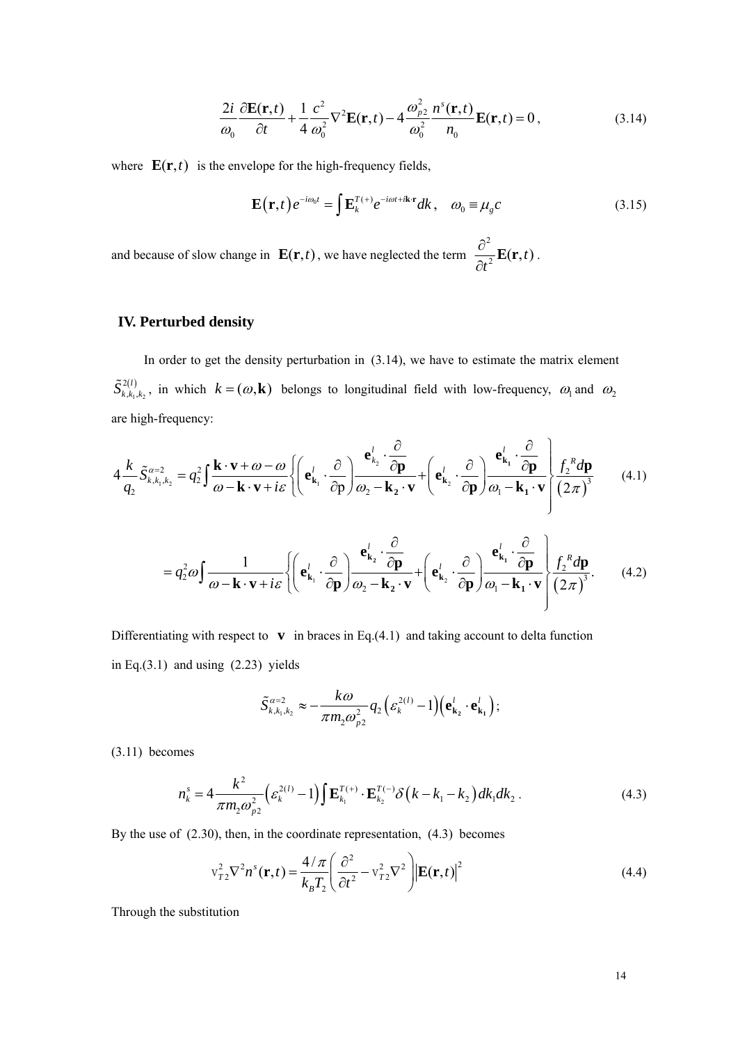$$\frac{2i}{\omega_0}\frac{\partial \mathbf{E}(\mathbf{r},t)}{\partial t}+\frac{1}{4}\frac{c^2}{\omega_0^2}\nabla^2\mathbf{E}(\mathbf{r},t)-4\frac{\omega_{p2}^2}{\omega_0^2}\frac{n^s(\mathbf{r},t)}{n_0}\mathbf{E}(\mathbf{r},t)=0\,, \tag{3.14}$$

where $\mathbf{E}(\mathbf{r},t)$ is the envelope for the high-frequency fields,

$$\mathbf{E}(\mathbf{r},t)e^{-i\omega_0 t}=\int \mathbf{E}_k^{T(+)}e^{-i\omega t+i\mathbf{k}\cdot\mathbf{r}}dk\,,\quad \omega_0\equiv\mu_g c \tag{3.15}$$

and because of slow change in $\mathbf{E}(\mathbf{r},t)$, we have neglected the term $\dfrac{\partial^2}{\partial t^2}\mathbf{E}(\mathbf{r},t)$.

## IV. Perturbed density

In order to get the density perturbation in (3.14), we have to estimate the matrix element $\tilde{S}_{k,k_1,k_2}^{2(l)}$, in which $k=(\omega,\mathbf{k})$ belongs to longitudinal field with low-frequency, $\omega_1$ and $\omega_2$ are high-frequency:

$$4\frac{k}{q_2}\tilde{S}_{k,k_1,k_2}^{\alpha=2}=q_2^2\int\frac{\mathbf{k}\cdot\mathbf{v}+\omega-\omega}{\omega-\mathbf{k}\cdot\mathbf{v}+i\varepsilon}\left\{\left(\mathbf{e}_{\mathbf{k}_1}^l\cdot\frac{\partial}{\partial \mathrm{p}}\right)\frac{\mathbf{e}_{k_2}^l\cdot\dfrac{\partial}{\partial\mathbf{p}}}{\omega_2-\mathbf{k_2}\cdot\mathbf{v}}+\left(\mathbf{e}_{\mathbf{k}_2}^l\cdot\frac{\partial}{\partial\mathbf{p}}\right)\frac{\mathbf{e}_{\mathbf{k_1}}^l\cdot\dfrac{\partial}{\partial\mathbf{p}}}{\omega_1-\mathbf{k_1}\cdot\mathbf{v}}\right\}\frac{f_2{}^R d\mathbf{p}}{(2\pi)^3} \tag{4.1}$$

$$=q_2^2\omega\int\frac{1}{\omega-\mathbf{k}\cdot\mathbf{v}+i\varepsilon}\left\{\left(\mathbf{e}_{\mathbf{k}_1}^l\cdot\frac{\partial}{\partial\mathbf{p}}\right)\frac{\mathbf{e}_{\mathbf{k}_2}^l\cdot\dfrac{\partial}{\partial\mathbf{p}}}{\omega_2-\mathbf{k_2}\cdot\mathbf{v}}+\left(\mathbf{e}_{\mathbf{k}_2}^l\cdot\frac{\partial}{\partial\mathbf{p}}\right)\frac{\mathbf{e}_{\mathbf{k_1}}^l\cdot\dfrac{\partial}{\partial\mathbf{p}}}{\omega_1-\mathbf{k_1}\cdot\mathbf{v}}\right\}\frac{f_2{}^R d\mathbf{p}}{(2\pi)^3}. \tag{4.2}$$

Differentiating with respect to $\mathbf{v}$ in braces in Eq.(4.1) and taking account to delta function in Eq.(3.1) and using (2.23) yields

$$\tilde{S}_{k,k_1,k_2}^{\alpha=2}\approx-\frac{k\omega}{\pi m_2\omega_{p2}^2}q_2\left(\varepsilon_k^{2(l)}-1\right)\left(\mathbf{e}_{\mathbf{k_2}}^l\cdot\mathbf{e}_{\mathbf{k_1}}^l\right);$$

(3.11) becomes

$$n_k^s=4\frac{k^2}{\pi m_2\omega_{p2}^2}\left(\varepsilon_k^{2(l)}-1\right)\int\mathbf{E}_{k_1}^{T(+)}\cdot\mathbf{E}_{k_2}^{T(-)}\delta\left(k-k_1-k_2\right)dk_1dk_2\,. \tag{4.3}$$

By the use of (2.30), then, in the coordinate representation, (4.3) becomes

$$\mathrm{v}_{T2}^2\nabla^2 n^s(\mathbf{r},t)=\frac{4/\pi}{k_B T_2}\left(\frac{\partial^2}{\partial t^2}-\mathrm{v}_{T2}^2\nabla^2\right)\left|\mathbf{E}(\mathbf{r},t)\right|^2 \tag{4.4}$$

Through the substitution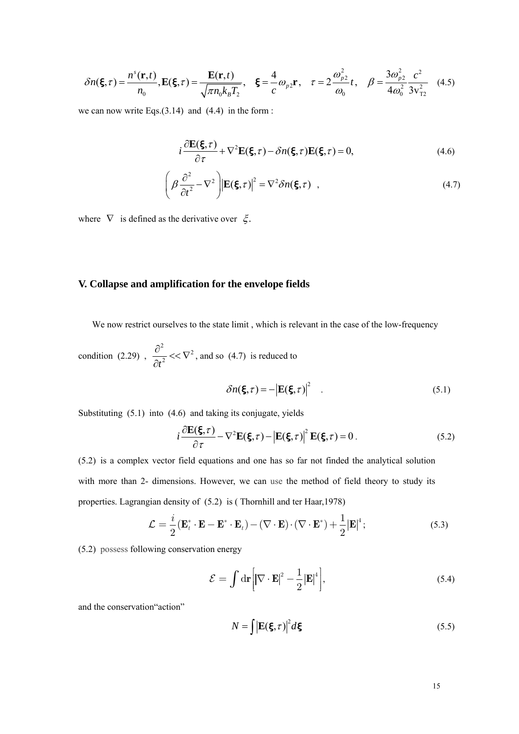$$\delta n(\boldsymbol{\xi},\tau)=\frac{n^{s}(\mathbf{r},t)}{n_{0}},\mathbf{E}(\boldsymbol{\xi},\tau)=\frac{\mathbf{E}(\mathbf{r},t)}{\sqrt{\pi n_{0}k_{B}T_{2}}},\quad \boldsymbol{\xi}=\frac{4}{c}\omega_{p2}\mathbf{r},\quad \tau=2\frac{\omega_{p2}^{2}}{\omega_{0}}t,\quad \beta=\frac{3\omega_{p2}^{2}}{4\omega_{0}^{2}}\frac{c^{2}}{3\mathrm{v}_{T2}^{2}} \tag{4.5}$$

we can now write Eqs.(3.14) and (4.4) in the form :

$$i\frac{\partial\mathbf{E}(\boldsymbol{\xi},\tau)}{\partial\tau}+\nabla^{2}\mathbf{E}(\boldsymbol{\xi},\tau)-\delta n(\boldsymbol{\xi},\tau)\mathbf{E}(\boldsymbol{\xi},\tau)=0, \tag{4.6}$$

$$\left(\beta\frac{\partial^{2}}{\partial t^{2}}-\nabla^{2}\right)\left|\mathbf{E}(\boldsymbol{\xi},\tau)\right|^{2}=\nabla^{2}\delta n(\boldsymbol{\xi},\tau)\quad , \tag{4.7}$$

where $\nabla$ is defined as the derivative over $\xi$.

## V. Collapse and amplification for the envelope fields

We now restrict ourselves to the state limit , which is relevant in the case of the low-frequency condition (2.29) , $\frac{\partial^{2}}{\partial t^{2}}<<\nabla^{2}$, and so (4.7) is reduced to

$$\delta n(\boldsymbol{\xi},\tau)=-\left|\mathbf{E}(\boldsymbol{\xi},\tau)\right|^{2}\quad . \tag{5.1}$$

Substituting (5.1) into (4.6) and taking its conjugate, yields

$$i\frac{\partial\mathbf{E}(\boldsymbol{\xi},\tau)}{\partial\tau}-\nabla^{2}\mathbf{E}(\boldsymbol{\xi},\tau)-\left|\mathbf{E}(\boldsymbol{\xi},\tau)\right|^{2}\mathbf{E}(\boldsymbol{\xi},\tau)=0\,. \tag{5.2}$$

(5.2) is a complex vector field equations and one has so far not finded the analytical solution with more than 2- dimensions. However, we can use the method of field theory to study its properties. Lagrangian density of (5.2) is ( Thornhill and ter Haar,1978)

$$\mathcal{L}=\frac{i}{2}(\mathbf{E}_{t}^{*}\cdot\mathbf{E}-\mathbf{E}^{*}\cdot\mathbf{E}_{t})-(\nabla\cdot\mathbf{E})\cdot(\nabla\cdot\mathbf{E}^{*})+\frac{1}{2}\left|\mathbf{E}\right|^{4}; \tag{5.3}$$

(5.2) possess following conservation energy

$$\mathcal{E}=\int \mathrm{d}\mathbf{r}\left[\left|\nabla\cdot\mathbf{E}\right|^{2}-\frac{1}{2}\left|\mathbf{E}\right|^{4}\right], \tag{5.4}$$

and the conservation"action"

$$N=\int\left|\mathbf{E}(\boldsymbol{\xi},\tau)\right|^{2}d\boldsymbol{\xi} \tag{5.5}$$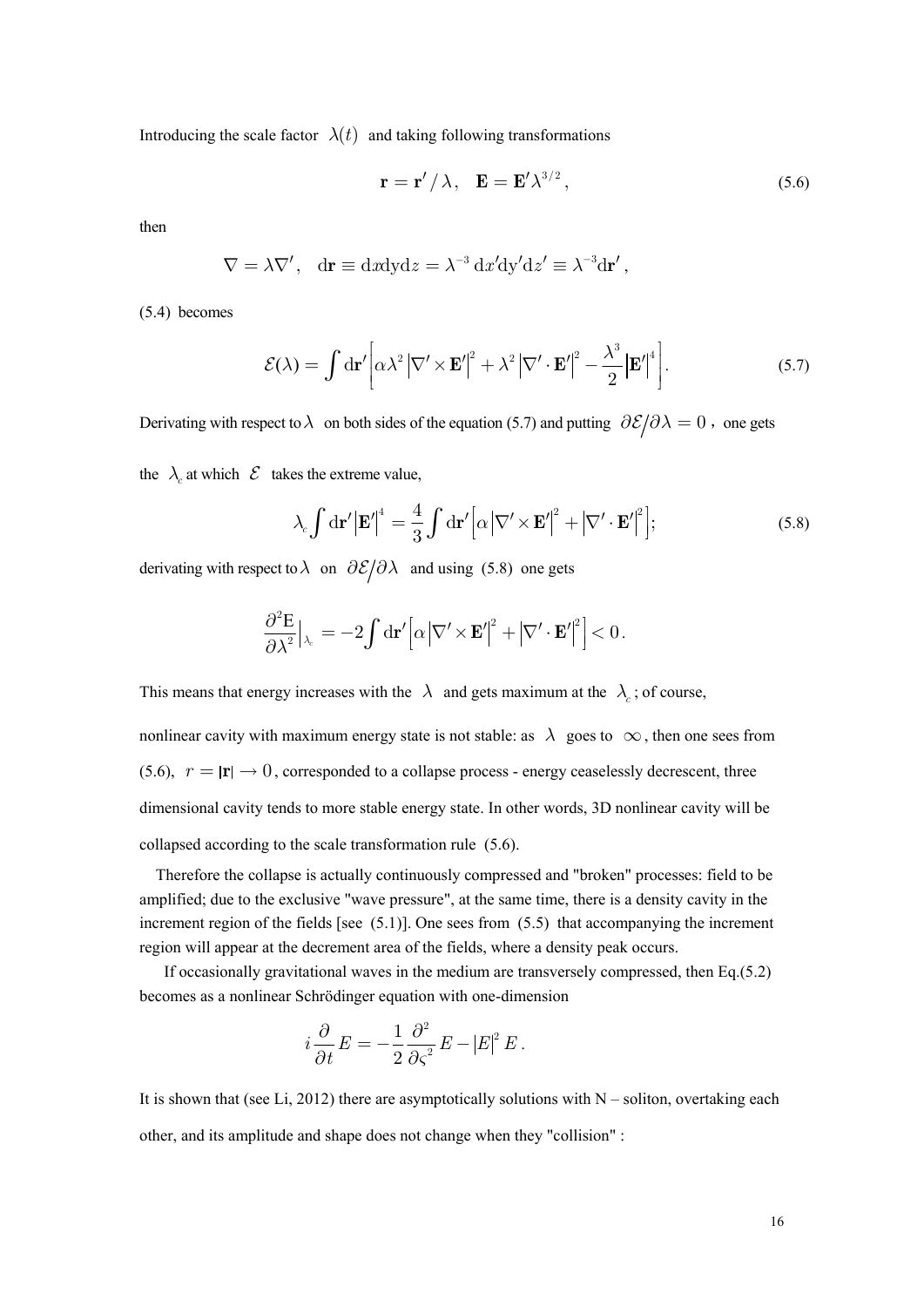Introducing the scale factor $\lambda(t)$ and taking following transformations

$$\mathbf{r} = \mathbf{r}' / \lambda, \quad \mathbf{E} = \mathbf{E}' \lambda^{3/2}, \tag{5.6}$$

then

$$\nabla = \lambda \nabla', \quad \mathrm{d}\mathbf{r} \equiv \mathrm{d}x\mathrm{d}y\mathrm{d}z = \lambda^{-3}\, \mathrm{d}x'\mathrm{d}y'\mathrm{d}z' \equiv \lambda^{-3}\mathrm{d}\mathbf{r}',$$

(5.4) becomes

$$\mathcal{E}(\lambda) = \int \mathrm{d}\mathbf{r}' \left[ \alpha \lambda^2 \left| \nabla' \times \mathbf{E}' \right|^2 + \lambda^2 \left| \nabla' \cdot \mathbf{E}' \right|^2 - \frac{\lambda^3}{2} \left| \mathbf{E}' \right|^4 \right]. \tag{5.7}$$

Derivating with respect to $\lambda$ on both sides of the equation (5.7) and putting $\partial \mathcal{E} / \partial \lambda = 0$, one gets the $\lambda_c$ at which $\mathcal{E}$ takes the extreme value,

$$\lambda_c \int \mathrm{d}\mathbf{r}' \left| \mathbf{E}' \right|^4 = \frac{4}{3} \int \mathrm{d}\mathbf{r}' \left[ \alpha \left| \nabla' \times \mathbf{E}' \right|^2 + \left| \nabla' \cdot \mathbf{E}' \right|^2 \right]; \tag{5.8}$$

derivating with respect to $\lambda$ on $\partial \mathcal{E} / \partial \lambda$ and using (5.8) one gets

$$\frac{\partial^2 \mathrm{E}}{\partial \lambda^2}\Big|_{\lambda_c} = -2 \int \mathrm{d}\mathbf{r}' \left[ \alpha \left| \nabla' \times \mathbf{E}' \right|^2 + \left| \nabla' \cdot \mathbf{E}' \right|^2 \right] < 0.$$

This means that energy increases with the $\lambda$ and gets maximum at the $\lambda_c$; of course, nonlinear cavity with maximum energy state is not stable: as $\lambda$ goes to $\infty$, then one sees from (5.6), $r = |\mathbf{r}| \to 0$, corresponded to a collapse process - energy ceaselessly decrescent, three dimensional cavity tends to more stable energy state. In other words, 3D nonlinear cavity will be collapsed according to the scale transformation rule (5.6).

Therefore the collapse is actually continuously compressed and "broken" processes: field to be amplified; due to the exclusive "wave pressure", at the same time, there is a density cavity in the increment region of the fields [see (5.1)]. One sees from (5.5) that accompanying the increment region will appear at the decrement area of the fields, where a density peak occurs.

If occasionally gravitational waves in the medium are transversely compressed, then Eq.(5.2) becomes as a nonlinear Schrödinger equation with one-dimension

$$i \frac{\partial}{\partial t} E = -\frac{1}{2} \frac{\partial^2}{\partial \varsigma^2} E - \left| E \right|^2 E.$$

It is shown that (see Li, 2012) there are asymptotically solutions with N – soliton, overtaking each other, and its amplitude and shape does not change when they "collision" :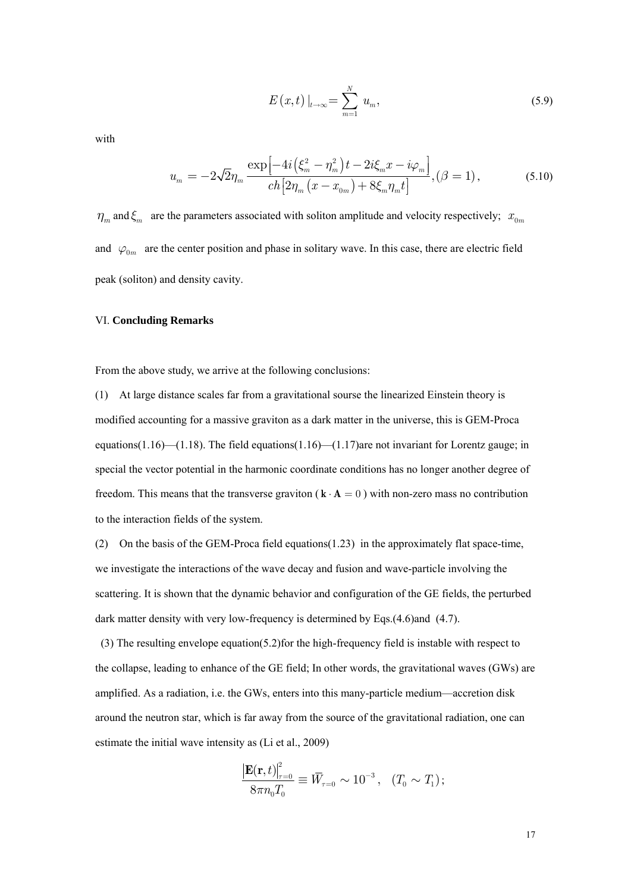$$E(x,t)\,|_{t\to\infty}=\sum_{m=1}^{N}\,u_m, \tag{5.9}$$

with

$$u_m=-2\sqrt{2}\eta_m\,\frac{\exp\left[-4i\left(\xi_m^2-\eta_m^2\right)t-2i\xi_m x-i\varphi_m\right]}{ch\left[2\eta_m\left(x-x_{0m}\right)+8\xi_m\eta_m t\right]},(\beta=1), \tag{5.10}$$

$\eta_m$ and $\xi_m$ are the parameters associated with soliton amplitude and velocity respectively; $x_{0m}$ and $\varphi_{0m}$ are the center position and phase in solitary wave. In this case, there are electric field peak (soliton) and density cavity.

## VI. **Concluding Remarks**

From the above study, we arrive at the following conclusions:

(1) At large distance scales far from a gravitational sourse the linearized Einstein theory is modified accounting for a massive graviton as a dark matter in the universe, this is GEM-Proca equations(1.16)—(1.18). The field equations(1.16)—(1.17)are not invariant for Lorentz gauge; in special the vector potential in the harmonic coordinate conditions has no longer another degree of freedom. This means that the transverse graviton ( $\mathbf{k}\cdot\mathbf{A}=0$ ) with non-zero mass no contribution to the interaction fields of the system.

(2) On the basis of the GEM-Proca field equations(1.23) in the approximately flat space-time, we investigate the interactions of the wave decay and fusion and wave-particle involving the scattering. It is shown that the dynamic behavior and configuration of the GE fields, the perturbed dark matter density with very low-frequency is determined by Eqs.(4.6)and (4.7).

(3) The resulting envelope equation(5.2)for the high-frequency field is instable with respect to the collapse, leading to enhance of the GE field; In other words, the gravitational waves (GWs) are amplified. As a radiation, i.e. the GWs, enters into this many-particle medium—accretion disk around the neutron star, which is far away from the source of the gravitational radiation, one can estimate the initial wave intensity as (Li et al., 2009)

$$\frac{\left|\mathbf{E}(\mathbf{r},t)\right|_{\tau=0}^2}{8\pi n_0 T_0}\equiv\overline{W}_{\tau=0}\sim 10^{-3},\quad (T_0\sim T_1);$$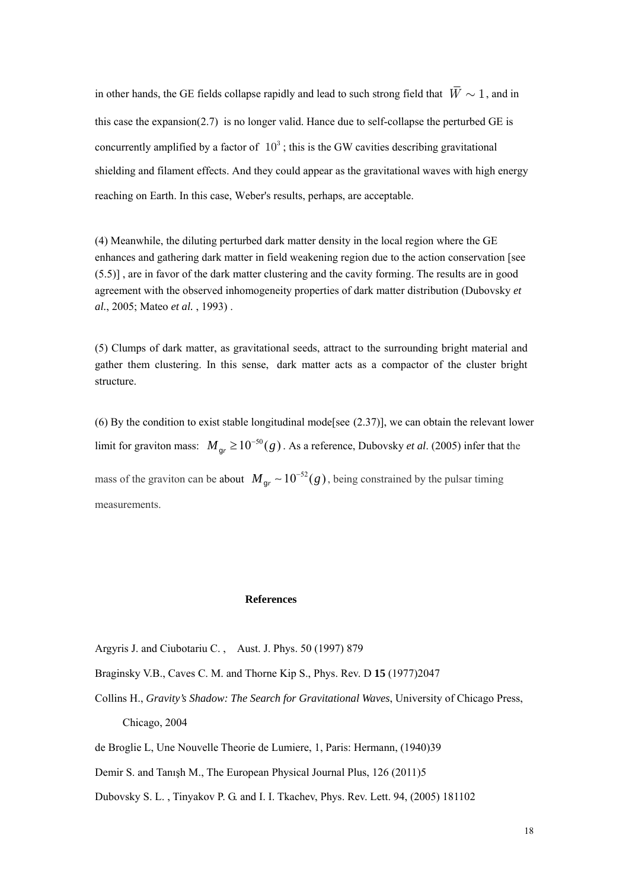in other hands, the GE fields collapse rapidly and lead to such strong field that $\overline{W} \sim 1$, and in this case the expansion(2.7) is no longer valid. Hance due to self-collapse the perturbed GE is concurrently amplified by a factor of $10^3$; this is the GW cavities describing gravitational shielding and filament effects. And they could appear as the gravitational waves with high energy reaching on Earth. In this case, Weber's results, perhaps, are acceptable.

(4) Meanwhile, the diluting perturbed dark matter density in the local region where the GE enhances and gathering dark matter in field weakening region due to the action conservation [see (5.5)] , are in favor of the dark matter clustering and the cavity forming. The results are in good agreement with the observed inhomogeneity properties of dark matter distribution (Dubovsky *et al.*, 2005; Mateo *et al.* , 1993) .

(5) Clumps of dark matter, as gravitational seeds, attract to the surrounding bright material and gather them clustering. In this sense, dark matter acts as a compactor of the cluster bright structure.

(6) By the condition to exist stable longitudinal mode[see (2.37)], we can obtain the relevant lower limit for graviton mass: $M_{gr} \geq 10^{-50}(g)$. As a reference, Dubovsky *et al*. (2005) infer that the mass of the graviton can be about $M_{gr} \sim 10^{-52}(g)$, being constrained by the pulsar timing measurements.

**References**

Argyris J. and Ciubotariu C. , Aust. J. Phys. 50 (1997) 879

Braginsky V.B., Caves C. M. and Thorne Kip S., Phys. Rev. D **15** (1977)2047

Collins H., *Gravity's Shadow: The Search for Gravitational Waves*, University of Chicago Press, Chicago, 2004

de Broglie L, Une Nouvelle Theorie de Lumiere, 1, Paris: Hermann, (1940)39

Demir S. and Tanışlı M., The European Physical Journal Plus, 126 (2011)5

Dubovsky S. L. , Tinyakov P. G. and I. I. Tkachev, Phys. Rev. Lett. 94, (2005) 181102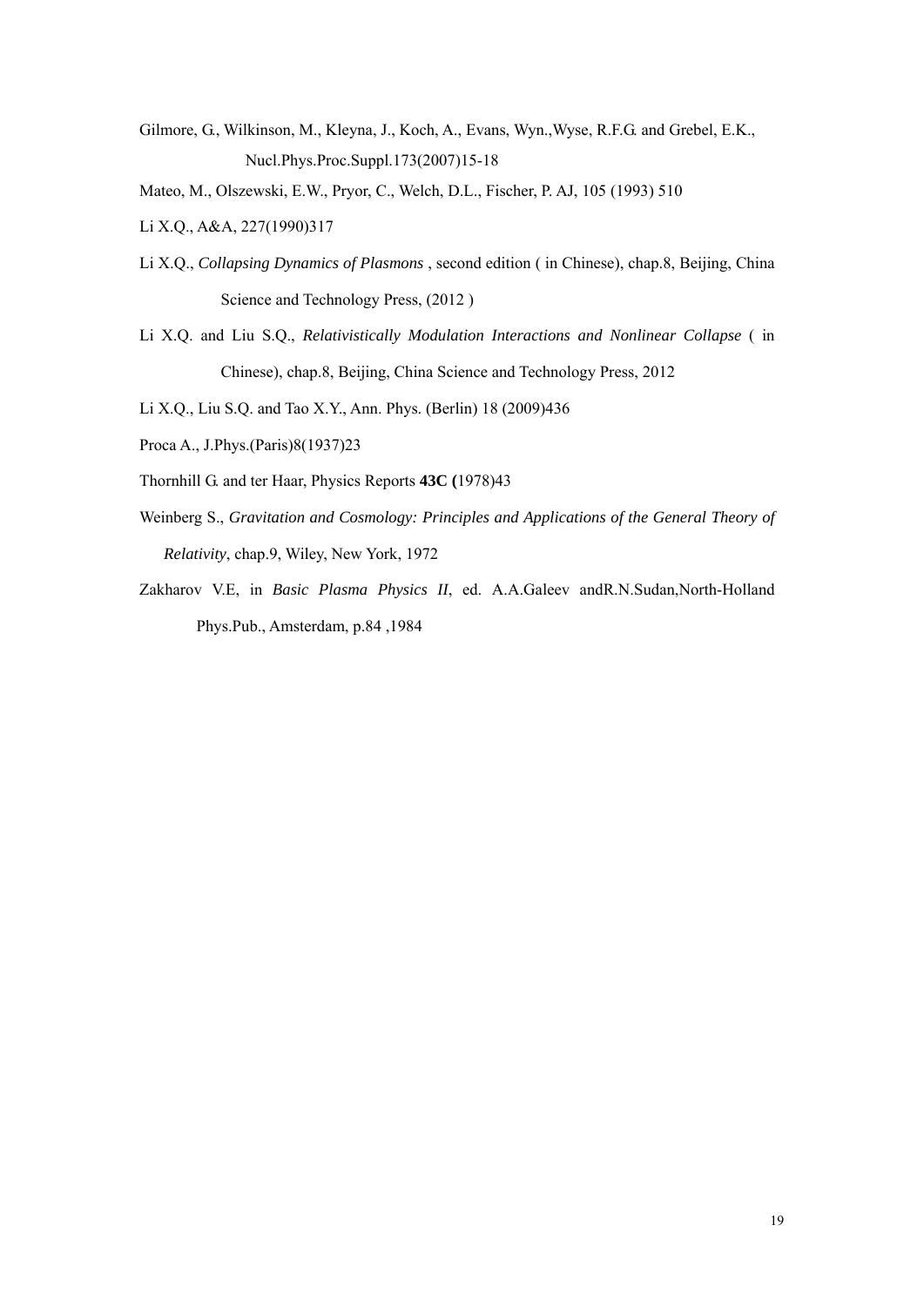Gilmore, G., Wilkinson, M., Kleyna, J., Koch, A., Evans, Wyn.,Wyse, R.F.G. and Grebel, E.K., Nucl.Phys.Proc.Suppl.173(2007)15-18

Mateo, M., Olszewski, E.W., Pryor, C., Welch, D.L., Fischer, P. AJ, 105 (1993) 510

Li X.Q., A&A, 227(1990)317

Li X.Q., *Collapsing Dynamics of Plasmons* , second edition ( in Chinese), chap.8, Beijing, China Science and Technology Press, (2012 )

Li X.Q. and Liu S.Q., *Relativistically Modulation Interactions and Nonlinear Collapse* ( in Chinese), chap.8, Beijing, China Science and Technology Press, 2012

Li X.Q., Liu S.Q. and Tao X.Y., Ann. Phys. (Berlin) 18 (2009)436

Proca A., J.Phys.(Paris)8(1937)23

Thornhill G. and ter Haar, Physics Reports **43C (**1978)43

Weinberg S., *Gravitation and Cosmology: Principles and Applications of the General Theory of Relativity*, chap.9, Wiley, New York, 1972

Zakharov V.E, in *Basic Plasma Physics II*, ed. A.A.Galeev andR.N.Sudan,North-Holland Phys.Pub., Amsterdam, p.84 ,1984